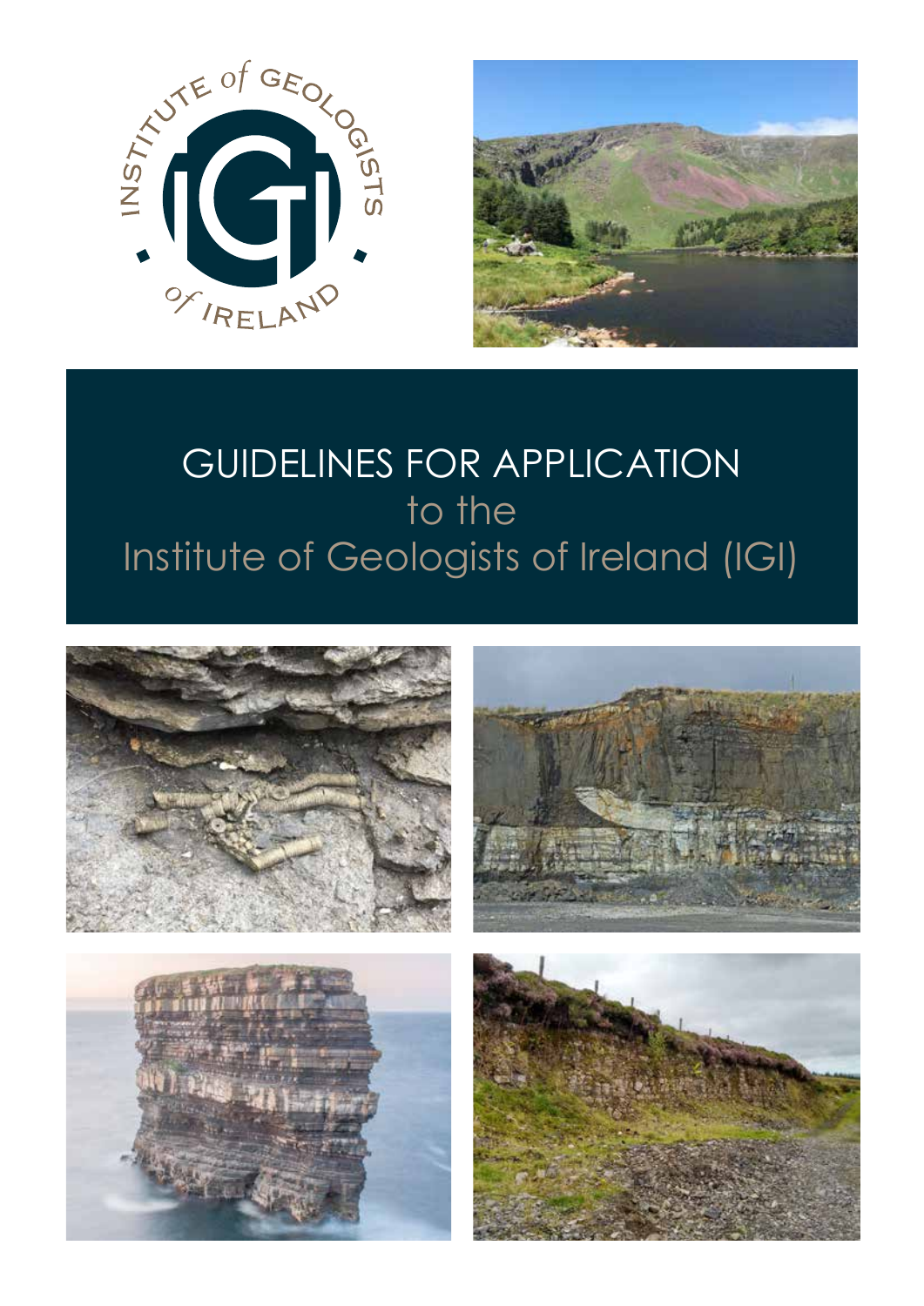# GUIDELINES FOR APPLICATION

to the

Institute of Geologists of Ireland (IGI)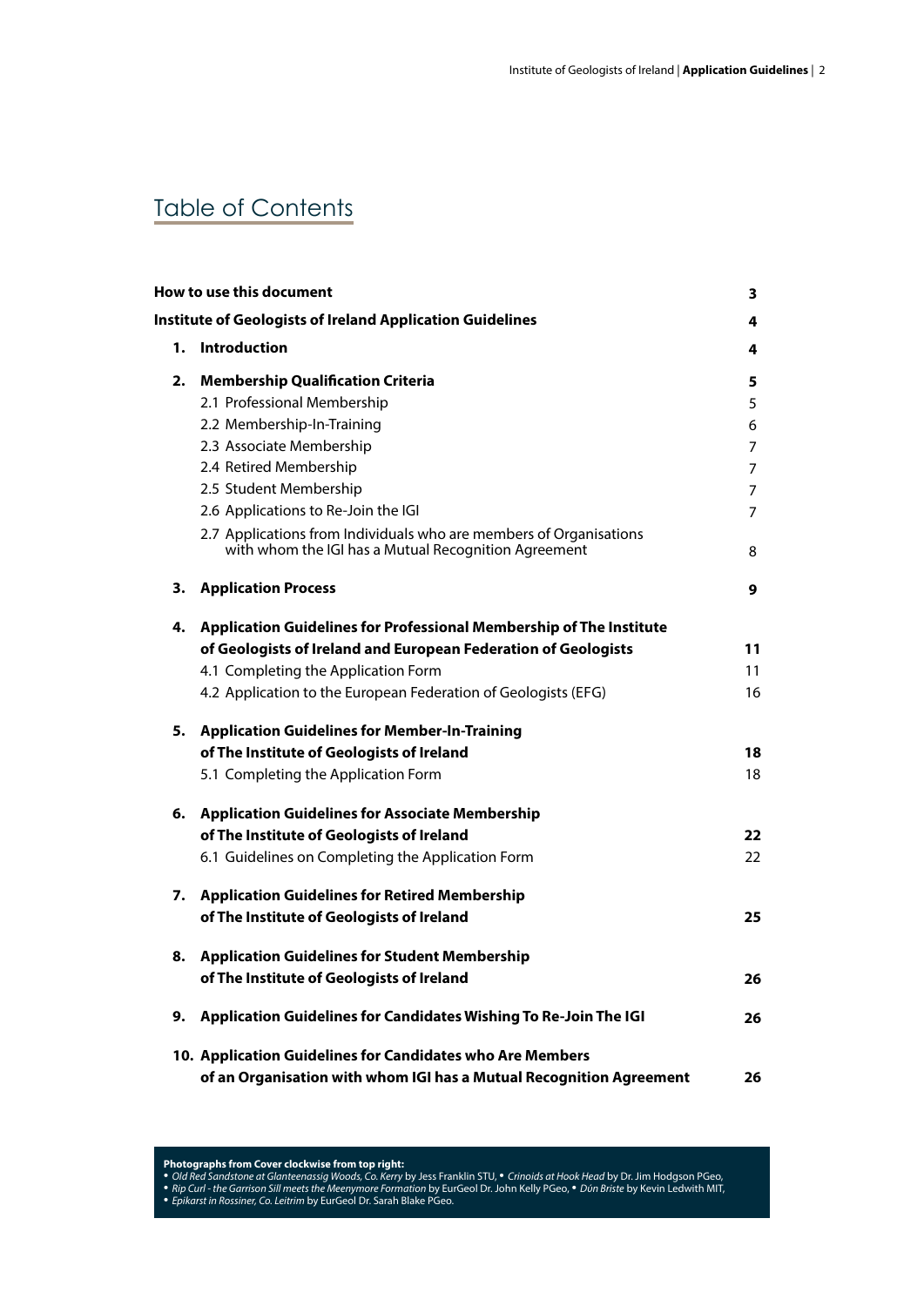# Table of Contents

| | | |
|---|---|---|
| **How to use this document** | | **3** |
| **Institute of Geologists of Ireland Application Guidelines** | | **4** |
| **1.** | **Introduction** | **4** |
| **2.** | **Membership Qualification Criteria** | **5** |
| | 2.1 Professional Membership | 5 |
| | 2.2 Membership-In-Training | 6 |
| | 2.3 Associate Membership | 7 |
| | 2.4 Retired Membership | 7 |
| | 2.5 Student Membership | 7 |
| | 2.6 Applications to Re-Join the IGI | 7 |
| | 2.7 Applications from Individuals who are members of Organisations with whom the IGI has a Mutual Recognition Agreement | 8 |
| **3.** | **Application Process** | **9** |
| **4.** | **Application Guidelines for Professional Membership of The Institute of Geologists of Ireland and European Federation of Geologists** | **11** |
| | 4.1 Completing the Application Form | 11 |
| | 4.2 Application to the European Federation of Geologists (EFG) | 16 |
| **5.** | **Application Guidelines for Member-In-Training of The Institute of Geologists of Ireland** | **18** |
| | 5.1 Completing the Application Form | 18 |
| **6.** | **Application Guidelines for Associate Membership of The Institute of Geologists of Ireland** | **22** |
| | 6.1 Guidelines on Completing the Application Form | 22 |
| **7.** | **Application Guidelines for Retired Membership of The Institute of Geologists of Ireland** | **25** |
| **8.** | **Application Guidelines for Student Membership of The Institute of Geologists of Ireland** | **26** |
| **9.** | **Application Guidelines for Candidates Wishing To Re-Join The IGI** | **26** |
| **10.** | **Application Guidelines for Candidates who Are Members of an Organisation with whom IGI has a Mutual Recognition Agreement** | **26** |

**Photographs from Cover clockwise from top right:**

- *Old Red Sandstone at Glanteenassig Woods, Co. Kerry* by Jess Franklin STU, • *Crinoids at Hook Head* by Dr. Jim Hodgson PGeo,
- *Rip Curl - the Garrison Sill meets the Meenymore Formation* by EurGeol Dr. John Kelly PGeo, • *Dún Briste* by Kevin Ledwith MIT,
- *Epikarst in Rossiner, Co. Leitrim* by EurGeol Dr. Sarah Blake PGeo.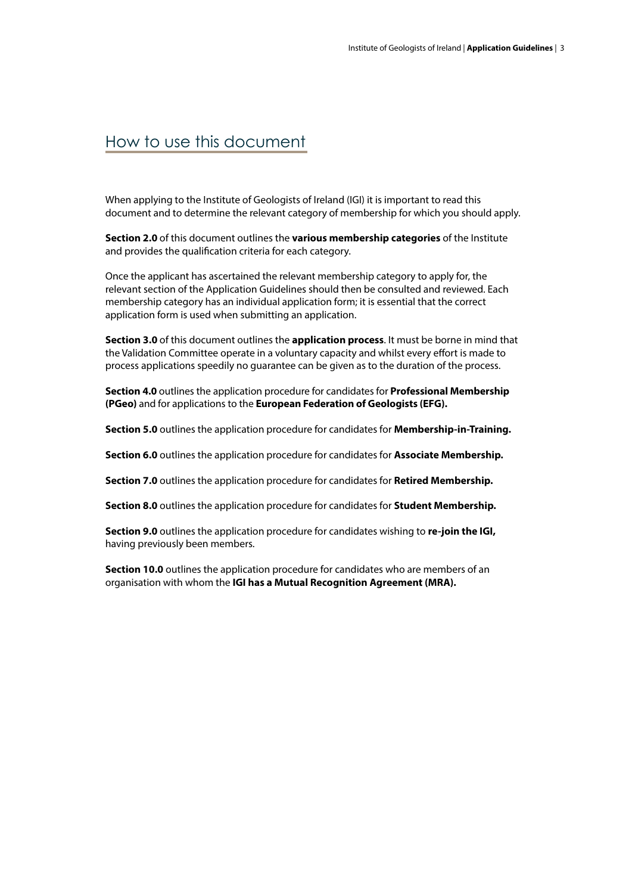# How to use this document

When applying to the Institute of Geologists of Ireland (IGI) it is important to read this document and to determine the relevant category of membership for which you should apply.

**Section 2.0** of this document outlines the **various membership categories** of the Institute and provides the qualification criteria for each category.

Once the applicant has ascertained the relevant membership category to apply for, the relevant section of the Application Guidelines should then be consulted and reviewed. Each membership category has an individual application form; it is essential that the correct application form is used when submitting an application.

**Section 3.0** of this document outlines the **application process**. It must be borne in mind that the Validation Committee operate in a voluntary capacity and whilst every effort is made to process applications speedily no guarantee can be given as to the duration of the process.

**Section 4.0** outlines the application procedure for candidates for **Professional Membership (PGeo)** and for applications to the **European Federation of Geologists (EFG).**

**Section 5.0** outlines the application procedure for candidates for **Membership-in-Training.**

**Section 6.0** outlines the application procedure for candidates for **Associate Membership.**

**Section 7.0** outlines the application procedure for candidates for **Retired Membership.**

**Section 8.0** outlines the application procedure for candidates for **Student Membership.**

**Section 9.0** outlines the application procedure for candidates wishing to **re-join the IGI,** having previously been members.

**Section 10.0** outlines the application procedure for candidates who are members of an organisation with whom the **IGI has a Mutual Recognition Agreement (MRA).**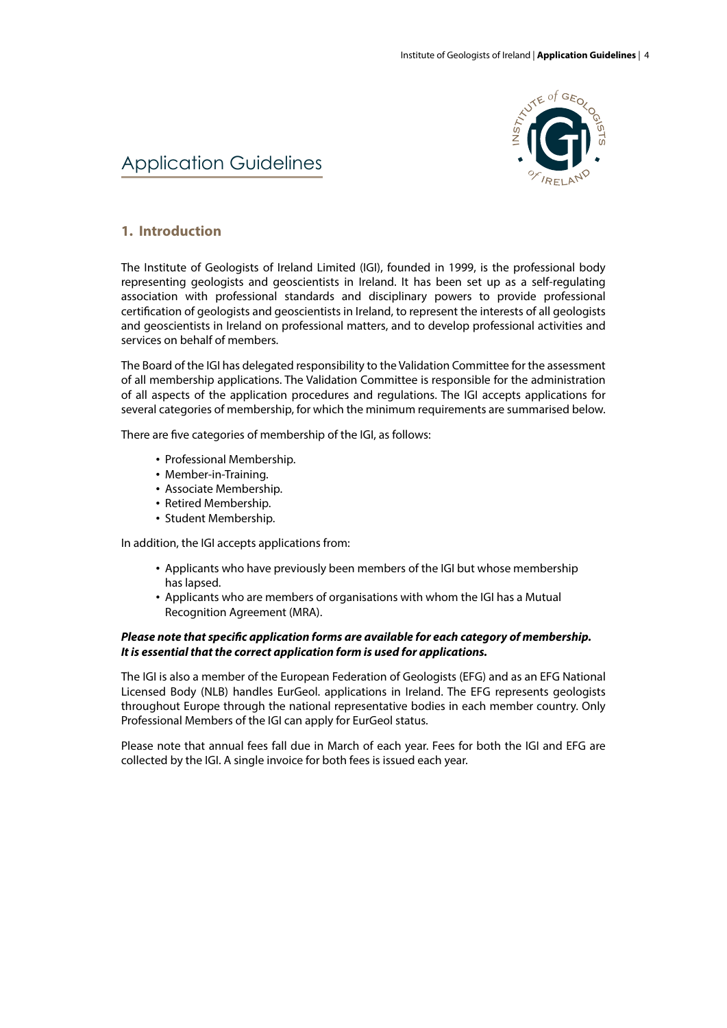# Application Guidelines

## 1. Introduction

The Institute of Geologists of Ireland Limited (IGI), founded in 1999, is the professional body representing geologists and geoscientists in Ireland. It has been set up as a self-regulating association with professional standards and disciplinary powers to provide professional certification of geologists and geoscientists in Ireland, to represent the interests of all geologists and geoscientists in Ireland on professional matters, and to develop professional activities and services on behalf of members.

The Board of the IGI has delegated responsibility to the Validation Committee for the assessment of all membership applications. The Validation Committee is responsible for the administration of all aspects of the application procedures and regulations. The IGI accepts applications for several categories of membership, for which the minimum requirements are summarised below.

There are five categories of membership of the IGI, as follows:

- Professional Membership.
- Member-in-Training.
- Associate Membership.
- Retired Membership.
- Student Membership.

In addition, the IGI accepts applications from:

- Applicants who have previously been members of the IGI but whose membership has lapsed.
- Applicants who are members of organisations with whom the IGI has a Mutual Recognition Agreement (MRA).

***Please note that specific application forms are available for each category of membership. It is essential that the correct application form is used for applications.***

The IGI is also a member of the European Federation of Geologists (EFG) and as an EFG National Licensed Body (NLB) handles EurGeol. applications in Ireland. The EFG represents geologists throughout Europe through the national representative bodies in each member country. Only Professional Members of the IGI can apply for EurGeol status.

Please note that annual fees fall due in March of each year. Fees for both the IGI and EFG are collected by the IGI. A single invoice for both fees is issued each year.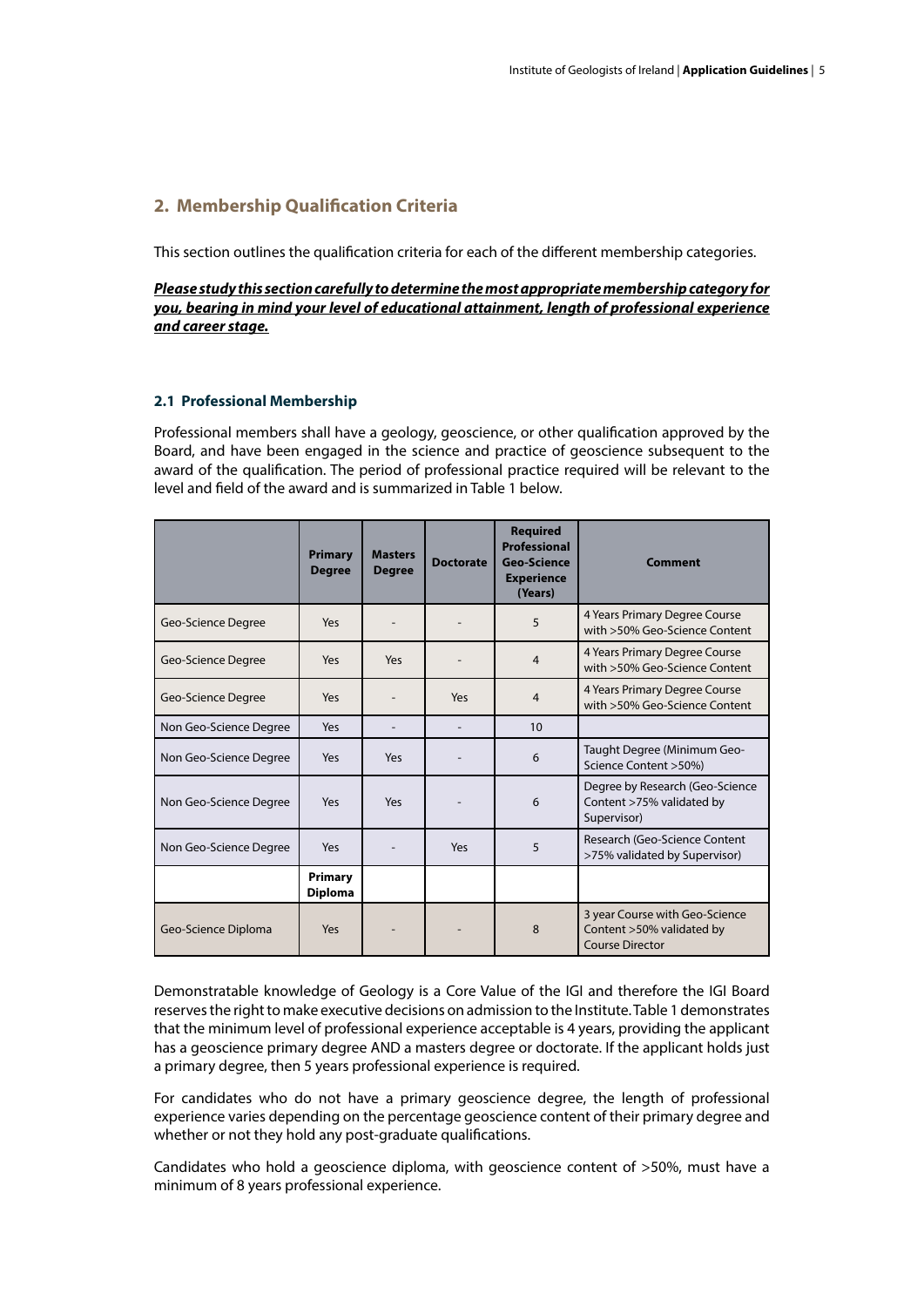## 2. Membership Qualification Criteria

This section outlines the qualification criteria for each of the different membership categories.

***Please study this section carefully to determine the most appropriate membership category for you, bearing in mind your level of educational attainment, length of professional experience and career stage.***

### 2.1 Professional Membership

Professional members shall have a geology, geoscience, or other qualification approved by the Board, and have been engaged in the science and practice of geoscience subsequent to the award of the qualification. The period of professional practice required will be relevant to the level and field of the award and is summarized in Table 1 below.

| | Primary Degree | Masters Degree | Doctorate | Required Professional Geo-Science Experience (Years) | Comment |
|---|---|---|---|---|---|
| Geo-Science Degree | Yes | - | - | 5 | 4 Years Primary Degree Course with >50% Geo-Science Content |
| Geo-Science Degree | Yes | Yes | - | 4 | 4 Years Primary Degree Course with >50% Geo-Science Content |
| Geo-Science Degree | Yes | - | Yes | 4 | 4 Years Primary Degree Course with >50% Geo-Science Content |
| Non Geo-Science Degree | Yes | - | - | 10 | |
| Non Geo-Science Degree | Yes | Yes | - | 6 | Taught Degree (Minimum Geo-Science Content >50%) |
| Non Geo-Science Degree | Yes | Yes | - | 6 | Degree by Research (Geo-Science Content >75% validated by Supervisor) |
| Non Geo-Science Degree | Yes | - | Yes | 5 | Research (Geo-Science Content >75% validated by Supervisor) |
| | **Primary Diploma** | | | | |
| Geo-Science Diploma | Yes | - | - | 8 | 3 year Course with Geo-Science Content >50% validated by Course Director |

Demonstratable knowledge of Geology is a Core Value of the IGI and therefore the IGI Board reserves the right to make executive decisions on admission to the Institute. Table 1 demonstrates that the minimum level of professional experience acceptable is 4 years, providing the applicant has a geoscience primary degree AND a masters degree or doctorate. If the applicant holds just a primary degree, then 5 years professional experience is required.

For candidates who do not have a primary geoscience degree, the length of professional experience varies depending on the percentage geoscience content of their primary degree and whether or not they hold any post-graduate qualifications.

Candidates who hold a geoscience diploma, with geoscience content of >50%, must have a minimum of 8 years professional experience.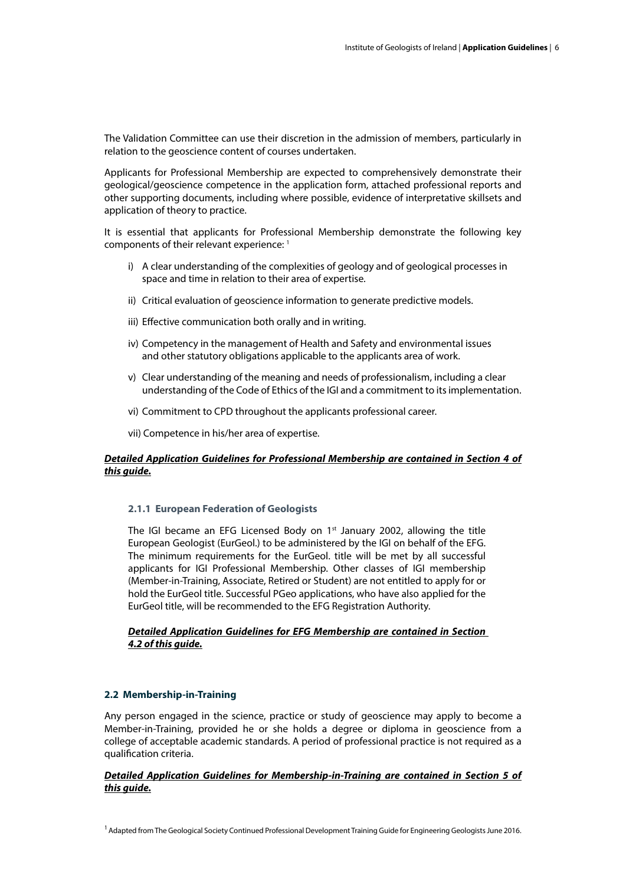The Validation Committee can use their discretion in the admission of members, particularly in relation to the geoscience content of courses undertaken.

Applicants for Professional Membership are expected to comprehensively demonstrate their geological/geoscience competence in the application form, attached professional reports and other supporting documents, including where possible, evidence of interpretative skillsets and application of theory to practice.

It is essential that applicants for Professional Membership demonstrate the following key components of their relevant experience: [1]

i) A clear understanding of the complexities of geology and of geological processes in space and time in relation to their area of expertise.

ii) Critical evaluation of geoscience information to generate predictive models.

iii) Effective communication both orally and in writing.

iv) Competency in the management of Health and Safety and environmental issues and other statutory obligations applicable to the applicants area of work.

v) Clear understanding of the meaning and needs of professionalism, including a clear understanding of the Code of Ethics of the IGI and a commitment to its implementation.

vi) Commitment to CPD throughout the applicants professional career.

vii) Competence in his/her area of expertise.

***Detailed Application Guidelines for Professional Membership are contained in Section 4 of this guide.***

#### 2.1.1 European Federation of Geologists

The IGI became an EFG Licensed Body on 1st January 2002, allowing the title European Geologist (EurGeol.) to be administered by the IGI on behalf of the EFG. The minimum requirements for the EurGeol. title will be met by all successful applicants for IGI Professional Membership. Other classes of IGI membership (Member-in-Training, Associate, Retired or Student) are not entitled to apply for or hold the EurGeol title. Successful PGeo applications, who have also applied for the EurGeol title, will be recommended to the EFG Registration Authority.

***Detailed Application Guidelines for EFG Membership are contained in Section 4.2 of this guide.***

### 2.2 Membership-in-Training

Any person engaged in the science, practice or study of geoscience may apply to become a Member-in-Training, provided he or she holds a degree or diploma in geoscience from a college of acceptable academic standards. A period of professional practice is not required as a qualification criteria.

***Detailed Application Guidelines for Membership-in-Training are contained in Section 5 of this guide.***

[1] Adapted from The Geological Society Continued Professional Development Training Guide for Engineering Geologists June 2016.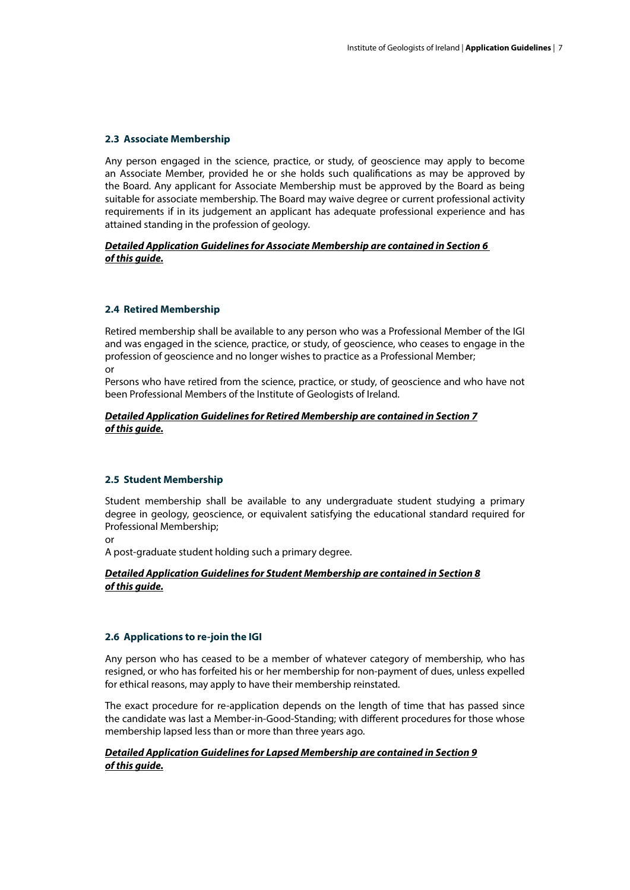### 2.3 Associate Membership

Any person engaged in the science, practice, or study, of geoscience may apply to become an Associate Member, provided he or she holds such qualifications as may be approved by the Board. Any applicant for Associate Membership must be approved by the Board as being suitable for associate membership. The Board may waive degree or current professional activity requirements if in its judgement an applicant has adequate professional experience and has attained standing in the profession of geology.

***Detailed Application Guidelines for Associate Membership are contained in Section 6 of this guide.***

### 2.4 Retired Membership

Retired membership shall be available to any person who was a Professional Member of the IGI and was engaged in the science, practice, or study, of geoscience, who ceases to engage in the profession of geoscience and no longer wishes to practice as a Professional Member;

or

Persons who have retired from the science, practice, or study, of geoscience and who have not been Professional Members of the Institute of Geologists of Ireland.

***Detailed Application Guidelines for Retired Membership are contained in Section 7 of this guide.***

### 2.5 Student Membership

Student membership shall be available to any undergraduate student studying a primary degree in geology, geoscience, or equivalent satisfying the educational standard required for Professional Membership;

or

A post-graduate student holding such a primary degree.

***Detailed Application Guidelines for Student Membership are contained in Section 8 of this guide.***

### 2.6 Applications to re-join the IGI

Any person who has ceased to be a member of whatever category of membership, who has resigned, or who has forfeited his or her membership for non-payment of dues, unless expelled for ethical reasons, may apply to have their membership reinstated.

The exact procedure for re-application depends on the length of time that has passed since the candidate was last a Member-in-Good-Standing; with different procedures for those whose membership lapsed less than or more than three years ago.

***Detailed Application Guidelines for Lapsed Membership are contained in Section 9 of this guide.***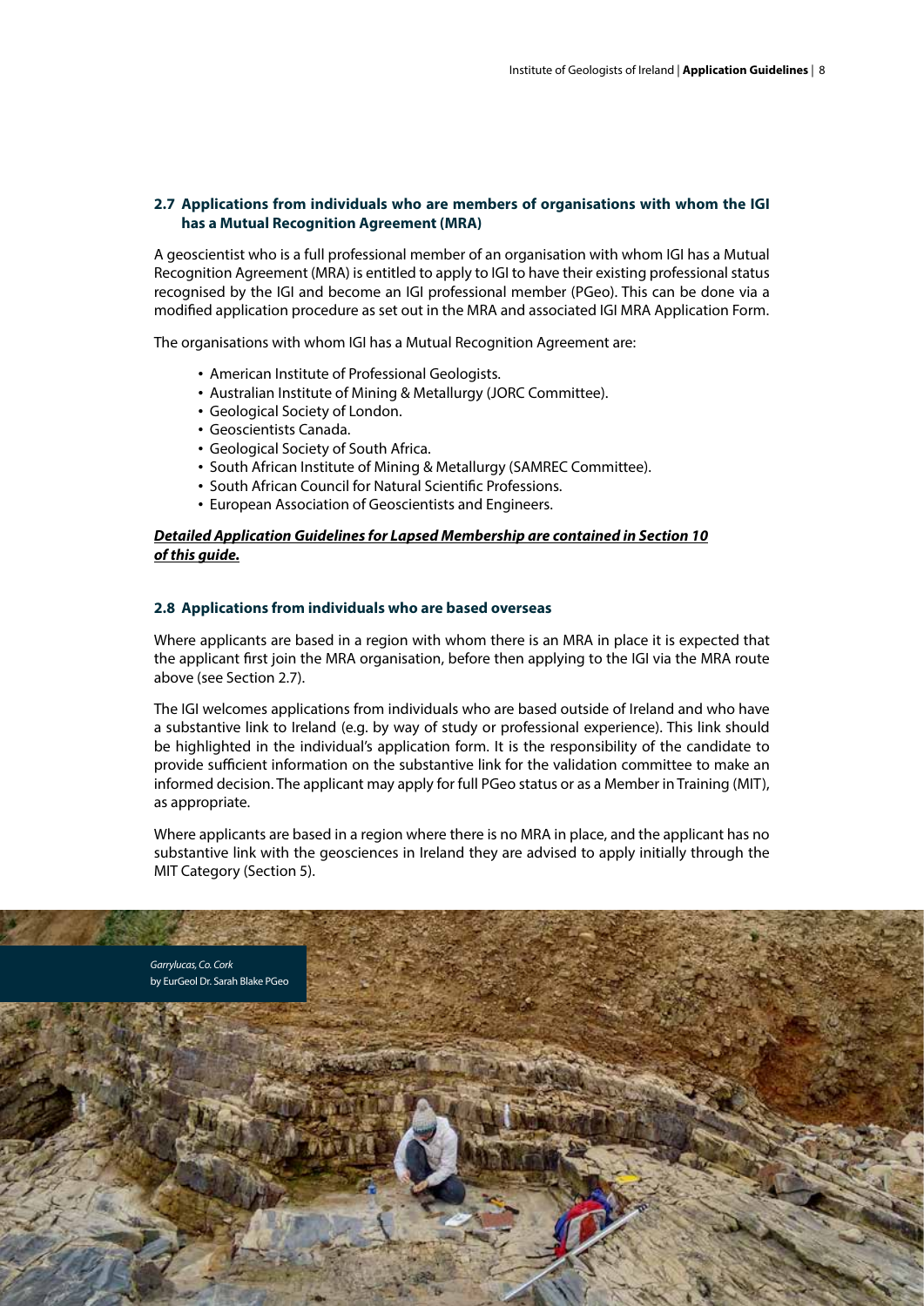### 2.7 Applications from individuals who are members of organisations with whom the IGI has a Mutual Recognition Agreement (MRA)

A geoscientist who is a full professional member of an organisation with whom IGI has a Mutual Recognition Agreement (MRA) is entitled to apply to IGI to have their existing professional status recognised by the IGI and become an IGI professional member (PGeo). This can be done via a modified application procedure as set out in the MRA and associated IGI MRA Application Form.

The organisations with whom IGI has a Mutual Recognition Agreement are:

- American Institute of Professional Geologists.
- Australian Institute of Mining & Metallurgy (JORC Committee).
- Geological Society of London.
- Geoscientists Canada.
- Geological Society of South Africa.
- South African Institute of Mining & Metallurgy (SAMREC Committee).
- South African Council for Natural Scientific Professions.
- European Association of Geoscientists and Engineers.

***Detailed Application Guidelines for Lapsed Membership are contained in Section 10 of this guide.***

### 2.8 Applications from individuals who are based overseas

Where applicants are based in a region with whom there is an MRA in place it is expected that the applicant first join the MRA organisation, before then applying to the IGI via the MRA route above (see Section 2.7).

The IGI welcomes applications from individuals who are based outside of Ireland and who have a substantive link to Ireland (e.g. by way of study or professional experience). This link should be highlighted in the individual's application form. It is the responsibility of the candidate to provide sufficient information on the substantive link for the validation committee to make an informed decision. The applicant may apply for full PGeo status or as a Member in Training (MIT), as appropriate.

Where applicants are based in a region where there is no MRA in place, and the applicant has no substantive link with the geosciences in Ireland they are advised to apply initially through the MIT Category (Section 5).

*Garrylucas, Co. Cork*
by EurGeol Dr. Sarah Blake PGeo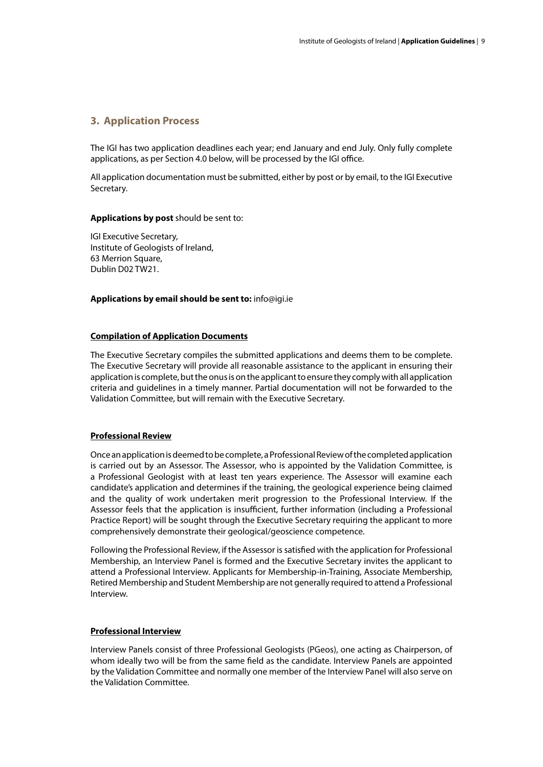## 3. Application Process

The IGI has two application deadlines each year; end January and end July. Only fully complete applications, as per Section 4.0 below, will be processed by the IGI office.

All application documentation must be submitted, either by post or by email, to the IGI Executive Secretary.

**Applications by post** should be sent to:

IGI Executive Secretary,
Institute of Geologists of Ireland,
63 Merrion Square,
Dublin D02 TW21.

**Applications by email should be sent to:** info@igi.ie

### Compilation of Application Documents

The Executive Secretary compiles the submitted applications and deems them to be complete. The Executive Secretary will provide all reasonable assistance to the applicant in ensuring their application is complete, but the onus is on the applicant to ensure they comply with all application criteria and guidelines in a timely manner. Partial documentation will not be forwarded to the Validation Committee, but will remain with the Executive Secretary.

### Professional Review

Once an application is deemed to be complete, a Professional Review of the completed application is carried out by an Assessor. The Assessor, who is appointed by the Validation Committee, is a Professional Geologist with at least ten years experience. The Assessor will examine each candidate's application and determines if the training, the geological experience being claimed and the quality of work undertaken merit progression to the Professional Interview. If the Assessor feels that the application is insufficient, further information (including a Professional Practice Report) will be sought through the Executive Secretary requiring the applicant to more comprehensively demonstrate their geological/geoscience competence.

Following the Professional Review, if the Assessor is satisfied with the application for Professional Membership, an Interview Panel is formed and the Executive Secretary invites the applicant to attend a Professional Interview. Applicants for Membership-in-Training, Associate Membership, Retired Membership and Student Membership are not generally required to attend a Professional Interview.

### Professional Interview

Interview Panels consist of three Professional Geologists (PGeos), one acting as Chairperson, of whom ideally two will be from the same field as the candidate. Interview Panels are appointed by the Validation Committee and normally one member of the Interview Panel will also serve on the Validation Committee.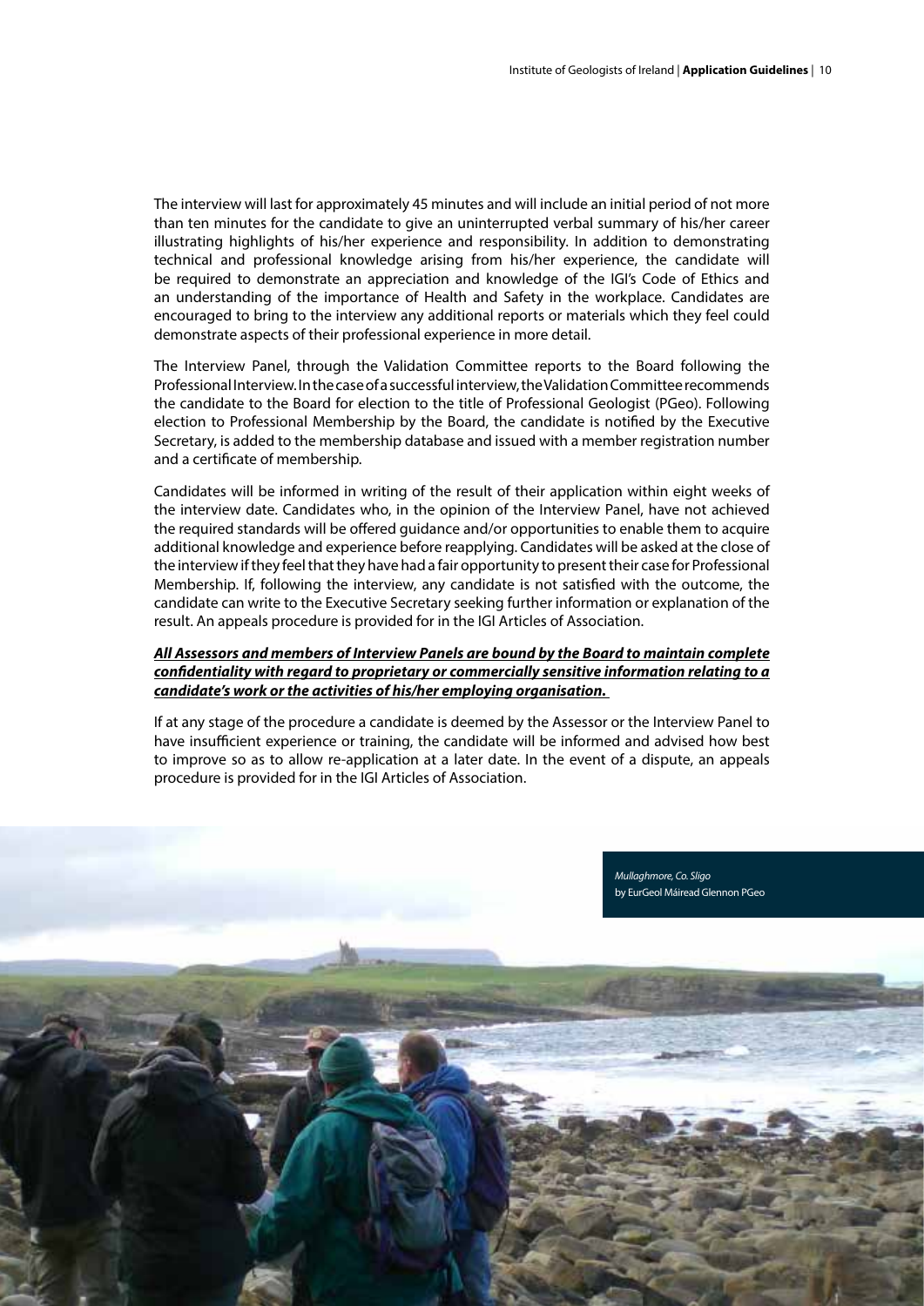The interview will last for approximately 45 minutes and will include an initial period of not more than ten minutes for the candidate to give an uninterrupted verbal summary of his/her career illustrating highlights of his/her experience and responsibility. In addition to demonstrating technical and professional knowledge arising from his/her experience, the candidate will be required to demonstrate an appreciation and knowledge of the IGI's Code of Ethics and an understanding of the importance of Health and Safety in the workplace. Candidates are encouraged to bring to the interview any additional reports or materials which they feel could demonstrate aspects of their professional experience in more detail.

The Interview Panel, through the Validation Committee reports to the Board following the Professional Interview. In the case of a successful interview, the Validation Committee recommends the candidate to the Board for election to the title of Professional Geologist (PGeo). Following election to Professional Membership by the Board, the candidate is notified by the Executive Secretary, is added to the membership database and issued with a member registration number and a certificate of membership.

Candidates will be informed in writing of the result of their application within eight weeks of the interview date. Candidates who, in the opinion of the Interview Panel, have not achieved the required standards will be offered guidance and/or opportunities to enable them to acquire additional knowledge and experience before reapplying. Candidates will be asked at the close of the interview if they feel that they have had a fair opportunity to present their case for Professional Membership. If, following the interview, any candidate is not satisfied with the outcome, the candidate can write to the Executive Secretary seeking further information or explanation of the result. An appeals procedure is provided for in the IGI Articles of Association.

***All Assessors and members of Interview Panels are bound by the Board to maintain complete confidentiality with regard to proprietary or commercially sensitive information relating to a candidate's work or the activities of his/her employing organisation.***

If at any stage of the procedure a candidate is deemed by the Assessor or the Interview Panel to have insufficient experience or training, the candidate will be informed and advised how best to improve so as to allow re-application at a later date. In the event of a dispute, an appeals procedure is provided for in the IGI Articles of Association.

*Mullaghmore, Co. Sligo*
by EurGeol Máiread Glennon PGeo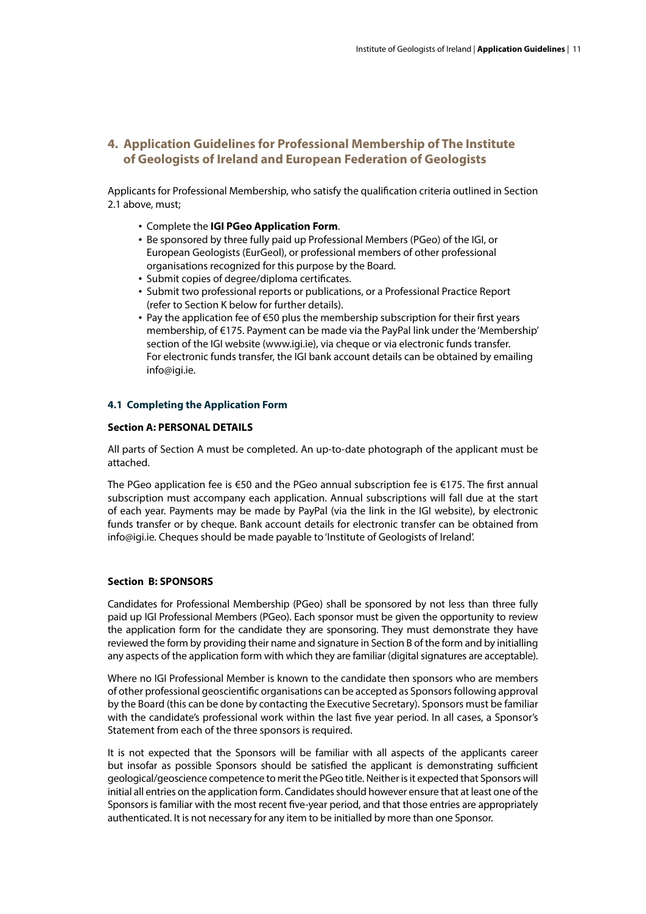## 4. Application Guidelines for Professional Membership of The Institute of Geologists of Ireland and European Federation of Geologists

Applicants for Professional Membership, who satisfy the qualification criteria outlined in Section 2.1 above, must;

- Complete the **IGI PGeo Application Form**.
- Be sponsored by three fully paid up Professional Members (PGeo) of the IGI, or European Geologists (EurGeol), or professional members of other professional organisations recognized for this purpose by the Board.
- Submit copies of degree/diploma certificates.
- Submit two professional reports or publications, or a Professional Practice Report (refer to Section K below for further details).
- Pay the application fee of €50 plus the membership subscription for their first years membership, of €175. Payment can be made via the PayPal link under the 'Membership' section of the IGI website (www.igi.ie), via cheque or via electronic funds transfer. For electronic funds transfer, the IGI bank account details can be obtained by emailing info@igi.ie.

### 4.1 Completing the Application Form

#### Section A: PERSONAL DETAILS

All parts of Section A must be completed. An up-to-date photograph of the applicant must be attached.

The PGeo application fee is €50 and the PGeo annual subscription fee is €175. The first annual subscription must accompany each application. Annual subscriptions will fall due at the start of each year. Payments may be made by PayPal (via the link in the IGI website), by electronic funds transfer or by cheque. Bank account details for electronic transfer can be obtained from info@igi.ie. Cheques should be made payable to 'Institute of Geologists of Ireland'.

#### Section B: SPONSORS

Candidates for Professional Membership (PGeo) shall be sponsored by not less than three fully paid up IGI Professional Members (PGeo). Each sponsor must be given the opportunity to review the application form for the candidate they are sponsoring. They must demonstrate they have reviewed the form by providing their name and signature in Section B of the form and by initialling any aspects of the application form with which they are familiar (digital signatures are acceptable).

Where no IGI Professional Member is known to the candidate then sponsors who are members of other professional geoscientific organisations can be accepted as Sponsors following approval by the Board (this can be done by contacting the Executive Secretary). Sponsors must be familiar with the candidate's professional work within the last five year period. In all cases, a Sponsor's Statement from each of the three sponsors is required.

It is not expected that the Sponsors will be familiar with all aspects of the applicants career but insofar as possible Sponsors should be satisfied the applicant is demonstrating sufficient geological/geoscience competence to merit the PGeo title. Neither is it expected that Sponsors will initial all entries on the application form. Candidates should however ensure that at least one of the Sponsors is familiar with the most recent five-year period, and that those entries are appropriately authenticated. It is not necessary for any item to be initialled by more than one Sponsor.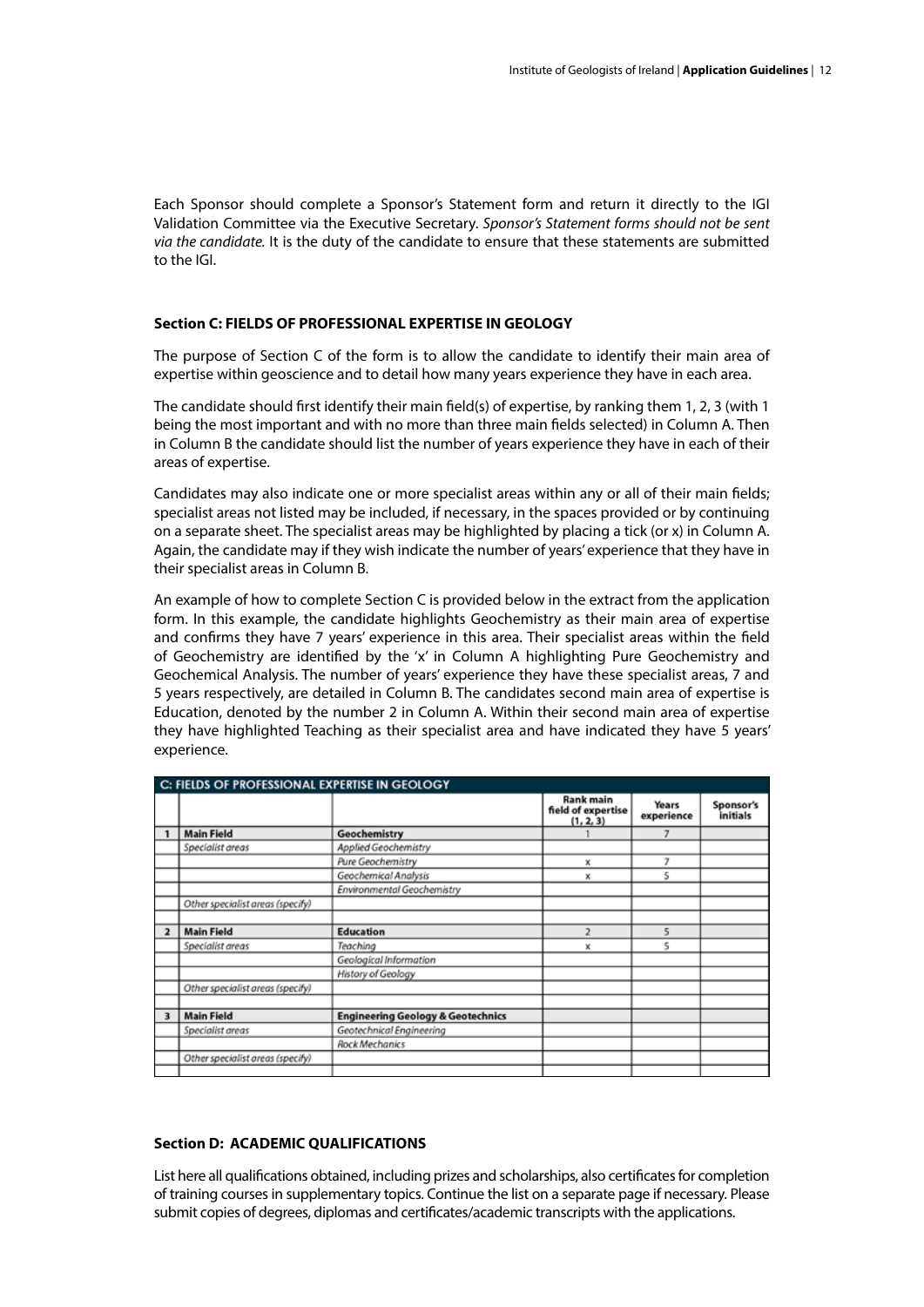Each Sponsor should complete a Sponsor's Statement form and return it directly to the IGI Validation Committee via the Executive Secretary. *Sponsor's Statement forms should not be sent via the candidate.* It is the duty of the candidate to ensure that these statements are submitted to the IGI.

#### Section C: FIELDS OF PROFESSIONAL EXPERTISE IN GEOLOGY

The purpose of Section C of the form is to allow the candidate to identify their main area of expertise within geoscience and to detail how many years experience they have in each area.

The candidate should first identify their main field(s) of expertise, by ranking them 1, 2, 3 (with 1 being the most important and with no more than three main fields selected) in Column A. Then in Column B the candidate should list the number of years experience they have in each of their areas of expertise.

Candidates may also indicate one or more specialist areas within any or all of their main fields; specialist areas not listed may be included, if necessary, in the spaces provided or by continuing on a separate sheet. The specialist areas may be highlighted by placing a tick (or x) in Column A. Again, the candidate may if they wish indicate the number of years' experience that they have in their specialist areas in Column B.

An example of how to complete Section C is provided below in the extract from the application form. In this example, the candidate highlights Geochemistry as their main area of expertise and confirms they have 7 years' experience in this area. Their specialist areas within the field of Geochemistry are identified by the 'x' in Column A highlighting Pure Geochemistry and Geochemical Analysis. The number of years' experience they have these specialist areas, 7 and 5 years respectively, are detailed in Column B. The candidates second main area of expertise is Education, denoted by the number 2 in Column A. Within their second main area of expertise they have highlighted Teaching as their specialist area and have indicated they have 5 years' experience.

| C: FIELDS OF PROFESSIONAL EXPERTISE IN GEOLOGY | | | | | |
|---|---|---|---|---|---|
| | | | Rank main field of expertise (1, 2, 3) | Years experience | Sponsor's initials |
| 1 | **Main Field** | **Geochemistry** | 1 | 7 | |
| | *Specialist areas* | *Applied Geochemistry* | | | |
| | | *Pure Geochemistry* | x | 7 | |
| | | *Geochemical Analysis* | x | 5 | |
| | | *Environmental Geochemistry* | | | |
| | *Other specialist areas (specify)* | | | | |
| | | | | | |
| 2 | **Main Field** | **Education** | 2 | 5 | |
| | *Specialist areas* | *Teaching* | x | 5 | |
| | | *Geological Information* | | | |
| | | *History of Geology* | | | |
| | *Other specialist areas (specify)* | | | | |
| | | | | | |
| 3 | **Main Field** | **Engineering Geology & Geotechnics** | | | |
| | *Specialist areas* | *Geotechnical Engineering* | | | |
| | | *Rock Mechanics* | | | |
| | *Other specialist areas (specify)* | | | | |
| | | | | | |

#### Section D: ACADEMIC QUALIFICATIONS

List here all qualifications obtained, including prizes and scholarships, also certificates for completion of training courses in supplementary topics. Continue the list on a separate page if necessary. Please submit copies of degrees, diplomas and certificates/academic transcripts with the applications.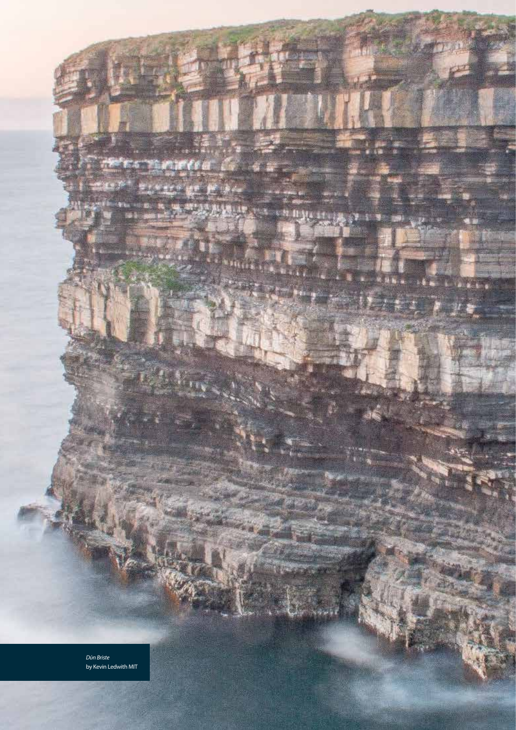*Dún Briste*
by Kevin Ledwith MIT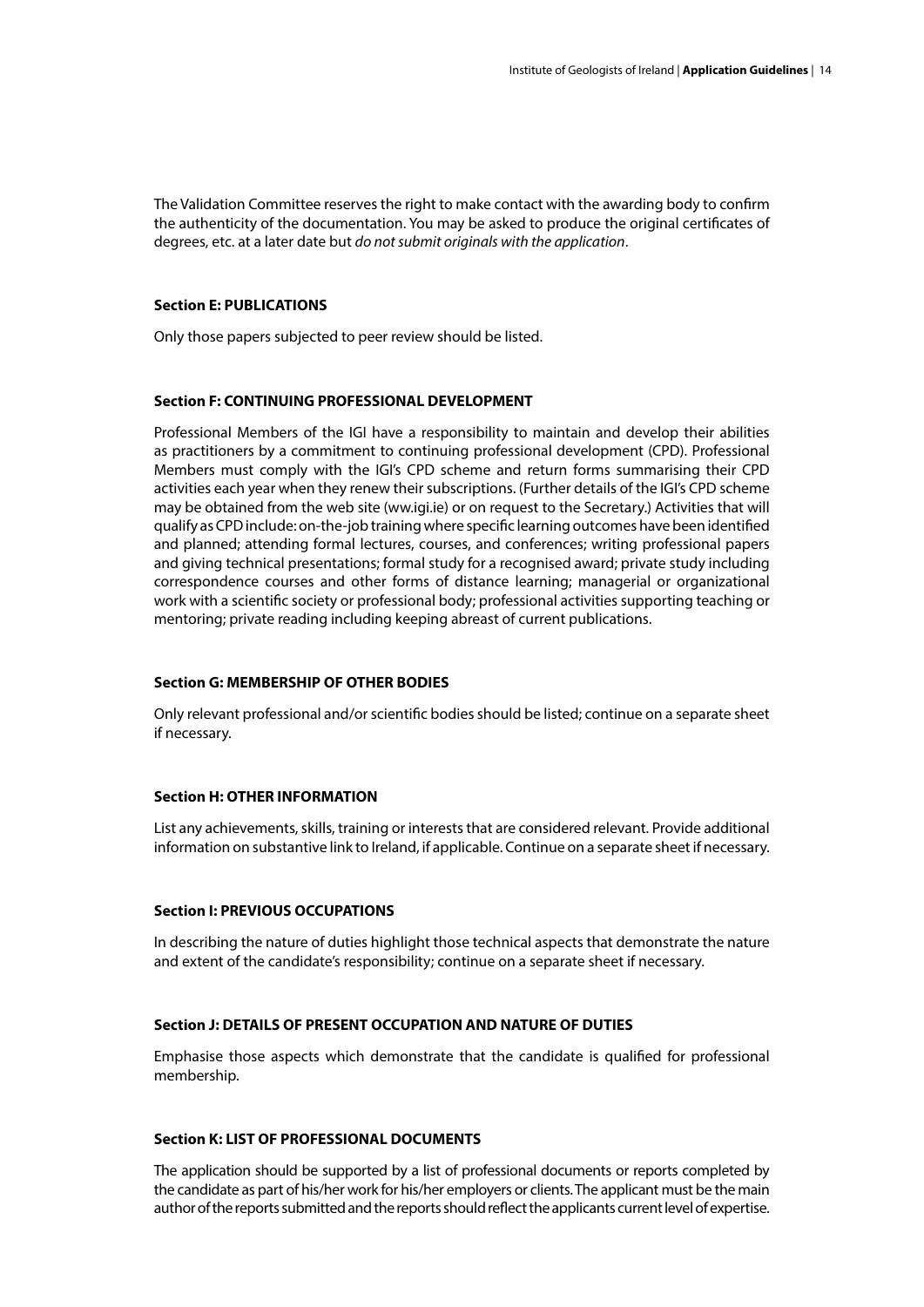The Validation Committee reserves the right to make contact with the awarding body to confirm the authenticity of the documentation. You may be asked to produce the original certificates of degrees, etc. at a later date but *do not submit originals with the application*.

**Section E: PUBLICATIONS**

Only those papers subjected to peer review should be listed.

**Section F: CONTINUING PROFESSIONAL DEVELOPMENT**

Professional Members of the IGI have a responsibility to maintain and develop their abilities as practitioners by a commitment to continuing professional development (CPD). Professional Members must comply with the IGI's CPD scheme and return forms summarising their CPD activities each year when they renew their subscriptions. (Further details of the IGI's CPD scheme may be obtained from the web site (ww.igi.ie) or on request to the Secretary.) Activities that will qualify as CPD include: on-the-job training where specific learning outcomes have been identified and planned; attending formal lectures, courses, and conferences; writing professional papers and giving technical presentations; formal study for a recognised award; private study including correspondence courses and other forms of distance learning; managerial or organizational work with a scientific society or professional body; professional activities supporting teaching or mentoring; private reading including keeping abreast of current publications.

**Section G: MEMBERSHIP OF OTHER BODIES**

Only relevant professional and/or scientific bodies should be listed; continue on a separate sheet if necessary.

**Section H: OTHER INFORMATION**

List any achievements, skills, training or interests that are considered relevant. Provide additional information on substantive link to Ireland, if applicable. Continue on a separate sheet if necessary.

**Section I: PREVIOUS OCCUPATIONS**

In describing the nature of duties highlight those technical aspects that demonstrate the nature and extent of the candidate's responsibility; continue on a separate sheet if necessary.

**Section J: DETAILS OF PRESENT OCCUPATION AND NATURE OF DUTIES**

Emphasise those aspects which demonstrate that the candidate is qualified for professional membership.

**Section K: LIST OF PROFESSIONAL DOCUMENTS**

The application should be supported by a list of professional documents or reports completed by the candidate as part of his/her work for his/her employers or clients. The applicant must be the main author of the reports submitted and the reports should reflect the applicants current level of expertise.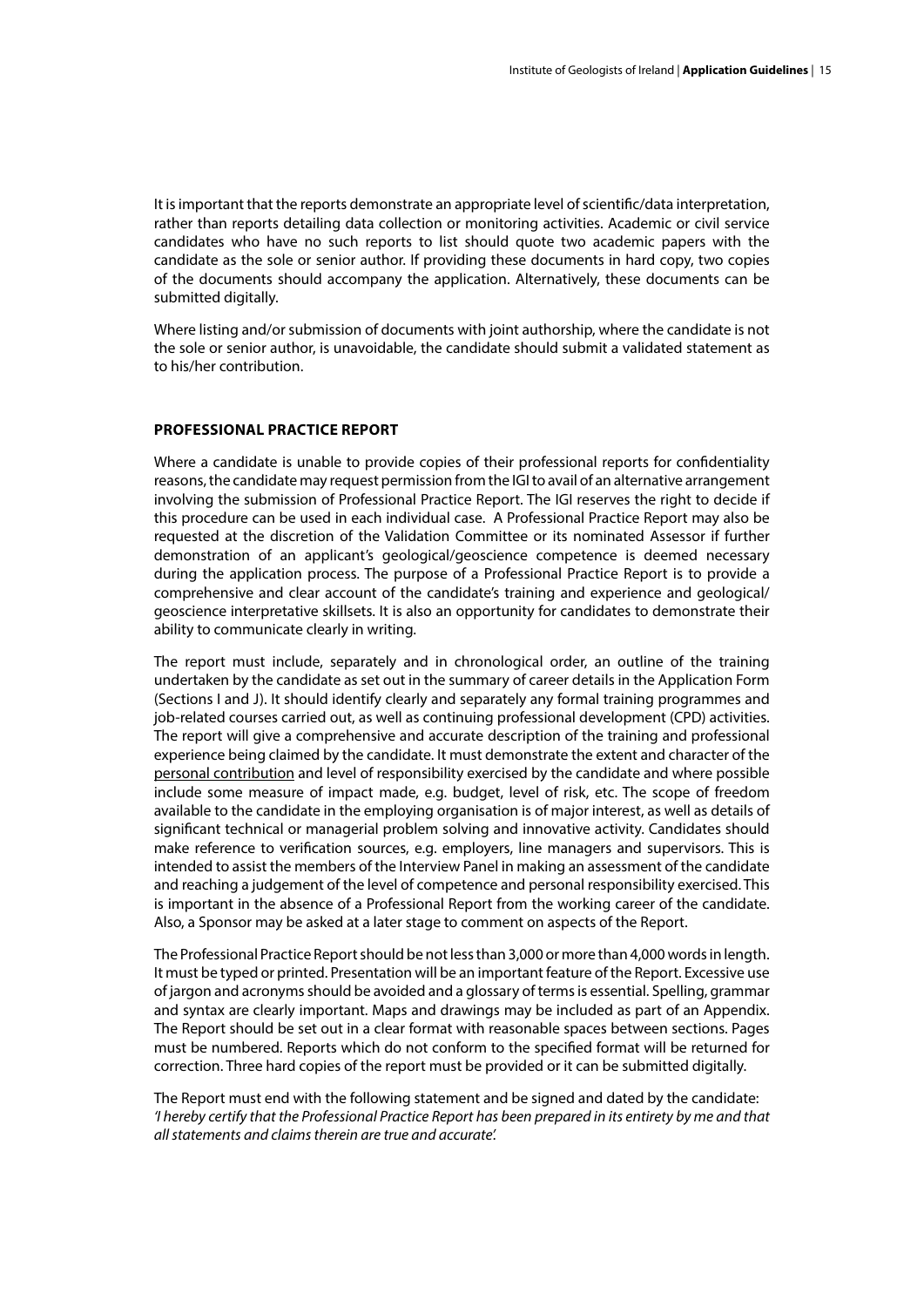It is important that the reports demonstrate an appropriate level of scientific/data interpretation, rather than reports detailing data collection or monitoring activities. Academic or civil service candidates who have no such reports to list should quote two academic papers with the candidate as the sole or senior author. If providing these documents in hard copy, two copies of the documents should accompany the application. Alternatively, these documents can be submitted digitally.

Where listing and/or submission of documents with joint authorship, where the candidate is not the sole or senior author, is unavoidable, the candidate should submit a validated statement as to his/her contribution.

## PROFESSIONAL PRACTICE REPORT

Where a candidate is unable to provide copies of their professional reports for confidentiality reasons, the candidate may request permission from the IGI to avail of an alternative arrangement involving the submission of Professional Practice Report. The IGI reserves the right to decide if this procedure can be used in each individual case. A Professional Practice Report may also be requested at the discretion of the Validation Committee or its nominated Assessor if further demonstration of an applicant's geological/geoscience competence is deemed necessary during the application process. The purpose of a Professional Practice Report is to provide a comprehensive and clear account of the candidate's training and experience and geological/ geoscience interpretative skillsets. It is also an opportunity for candidates to demonstrate their ability to communicate clearly in writing.

The report must include, separately and in chronological order, an outline of the training undertaken by the candidate as set out in the summary of career details in the Application Form (Sections I and J). It should identify clearly and separately any formal training programmes and job-related courses carried out, as well as continuing professional development (CPD) activities. The report will give a comprehensive and accurate description of the training and professional experience being claimed by the candidate. It must demonstrate the extent and character of the <u>personal contribution</u> and level of responsibility exercised by the candidate and where possible include some measure of impact made, e.g. budget, level of risk, etc. The scope of freedom available to the candidate in the employing organisation is of major interest, as well as details of significant technical or managerial problem solving and innovative activity. Candidates should make reference to verification sources, e.g. employers, line managers and supervisors. This is intended to assist the members of the Interview Panel in making an assessment of the candidate and reaching a judgement of the level of competence and personal responsibility exercised. This is important in the absence of a Professional Report from the working career of the candidate. Also, a Sponsor may be asked at a later stage to comment on aspects of the Report.

The Professional Practice Report should be not less than 3,000 or more than 4,000 words in length. It must be typed or printed. Presentation will be an important feature of the Report. Excessive use of jargon and acronyms should be avoided and a glossary of terms is essential. Spelling, grammar and syntax are clearly important. Maps and drawings may be included as part of an Appendix. The Report should be set out in a clear format with reasonable spaces between sections. Pages must be numbered. Reports which do not conform to the specified format will be returned for correction. Three hard copies of the report must be provided or it can be submitted digitally.

The Report must end with the following statement and be signed and dated by the candidate:
*'I hereby certify that the Professional Practice Report has been prepared in its entirety by me and that all statements and claims therein are true and accurate'.*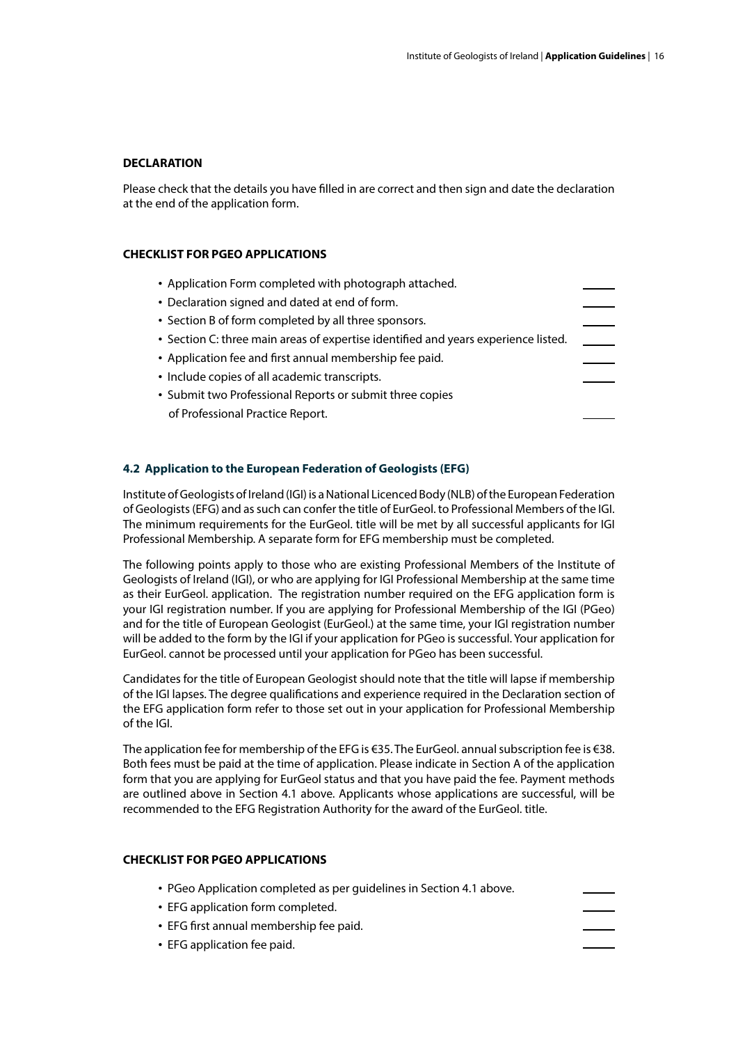### DECLARATION

Please check that the details you have filled in are correct and then sign and date the declaration at the end of the application form.

### CHECKLIST FOR PGEO APPLICATIONS

- Application Form completed with photograph attached. \_\_\_\_
- Declaration signed and dated at end of form. \_\_\_\_
- Section B of form completed by all three sponsors. \_\_\_\_
- Section C: three main areas of expertise identified and years experience listed. \_\_\_\_
- Application fee and first annual membership fee paid. \_\_\_\_
- Include copies of all academic transcripts. \_\_\_\_
- Submit two Professional Reports or submit three copies of Professional Practice Report. \_\_\_\_

### 4.2 Application to the European Federation of Geologists (EFG)

Institute of Geologists of Ireland (IGI) is a National Licenced Body (NLB) of the European Federation of Geologists (EFG) and as such can confer the title of EurGeol. to Professional Members of the IGI. The minimum requirements for the EurGeol. title will be met by all successful applicants for IGI Professional Membership. A separate form for EFG membership must be completed.

The following points apply to those who are existing Professional Members of the Institute of Geologists of Ireland (IGI), or who are applying for IGI Professional Membership at the same time as their EurGeol. application. The registration number required on the EFG application form is your IGI registration number. If you are applying for Professional Membership of the IGI (PGeo) and for the title of European Geologist (EurGeol.) at the same time, your IGI registration number will be added to the form by the IGI if your application for PGeo is successful. Your application for EurGeol. cannot be processed until your application for PGeo has been successful.

Candidates for the title of European Geologist should note that the title will lapse if membership of the IGI lapses. The degree qualifications and experience required in the Declaration section of the EFG application form refer to those set out in your application for Professional Membership of the IGI.

The application fee for membership of the EFG is €35. The EurGeol. annual subscription fee is €38. Both fees must be paid at the time of application. Please indicate in Section A of the application form that you are applying for EurGeol status and that you have paid the fee. Payment methods are outlined above in Section 4.1 above. Applicants whose applications are successful, will be recommended to the EFG Registration Authority for the award of the EurGeol. title.

### CHECKLIST FOR PGEO APPLICATIONS

- PGeo Application completed as per guidelines in Section 4.1 above. \_\_\_\_
- EFG application form completed. \_\_\_\_
- EFG first annual membership fee paid. \_\_\_\_
- EFG application fee paid. \_\_\_\_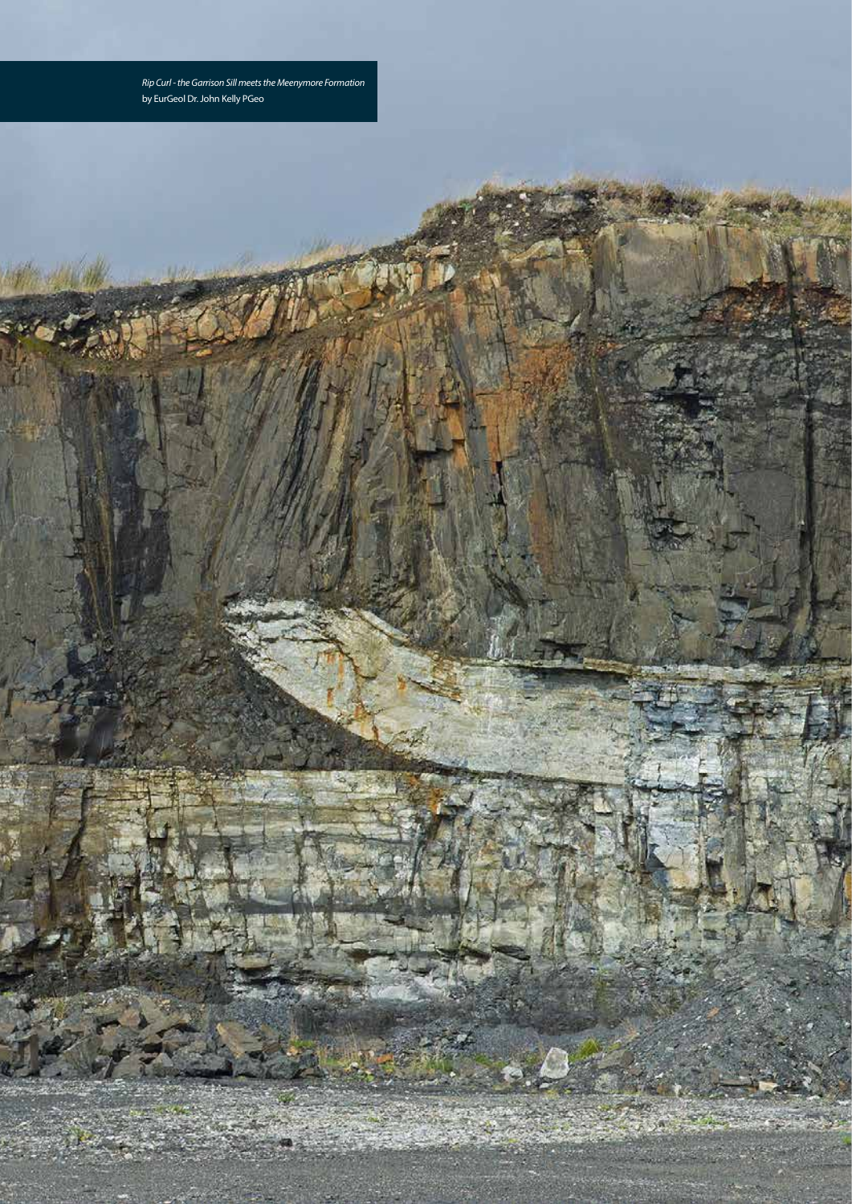*Rip Curl - the Garrison Sill meets the Meenymore Formation*
by EurGeol Dr. John Kelly PGeo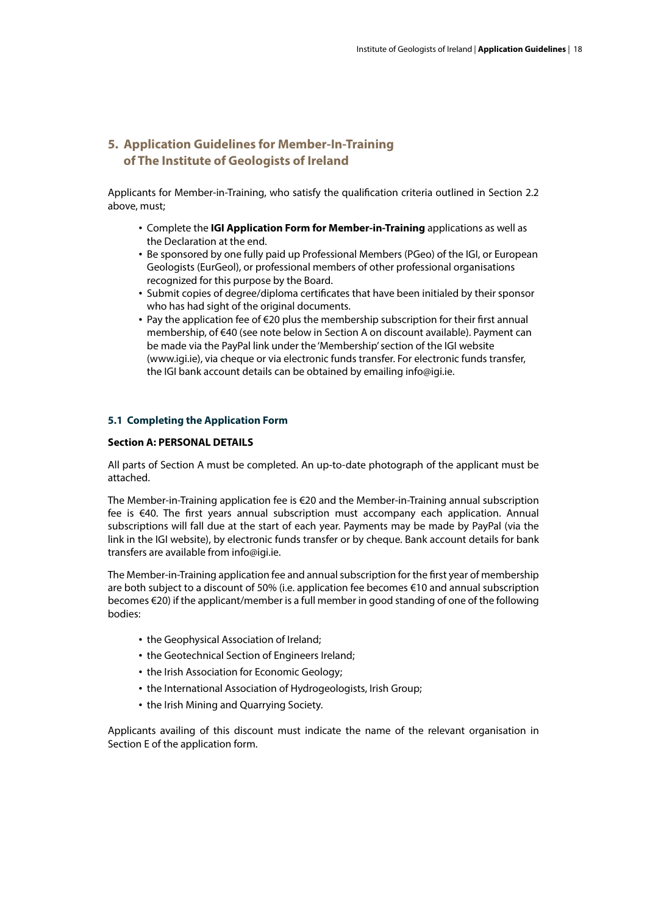## 5. Application Guidelines for Member-In-Training of The Institute of Geologists of Ireland

Applicants for Member-in-Training, who satisfy the qualification criteria outlined in Section 2.2 above, must;

- Complete the **IGI Application Form for Member-in-Training** applications as well as the Declaration at the end.
- Be sponsored by one fully paid up Professional Members (PGeo) of the IGI, or European Geologists (EurGeol), or professional members of other professional organisations recognized for this purpose by the Board.
- Submit copies of degree/diploma certificates that have been initialed by their sponsor who has had sight of the original documents.
- Pay the application fee of €20 plus the membership subscription for their first annual membership, of €40 (see note below in Section A on discount available). Payment can be made via the PayPal link under the 'Membership' section of the IGI website (www.igi.ie), via cheque or via electronic funds transfer. For electronic funds transfer, the IGI bank account details can be obtained by emailing info@igi.ie.

### 5.1 Completing the Application Form

**Section A: PERSONAL DETAILS**

All parts of Section A must be completed. An up-to-date photograph of the applicant must be attached.

The Member-in-Training application fee is €20 and the Member-in-Training annual subscription fee is €40. The first years annual subscription must accompany each application. Annual subscriptions will fall due at the start of each year. Payments may be made by PayPal (via the link in the IGI website), by electronic funds transfer or by cheque. Bank account details for bank transfers are available from info@igi.ie.

The Member-in-Training application fee and annual subscription for the first year of membership are both subject to a discount of 50% (i.e. application fee becomes €10 and annual subscription becomes €20) if the applicant/member is a full member in good standing of one of the following bodies:

- the Geophysical Association of Ireland;
- the Geotechnical Section of Engineers Ireland;
- the Irish Association for Economic Geology;
- the International Association of Hydrogeologists, Irish Group;
- the Irish Mining and Quarrying Society.

Applicants availing of this discount must indicate the name of the relevant organisation in Section E of the application form.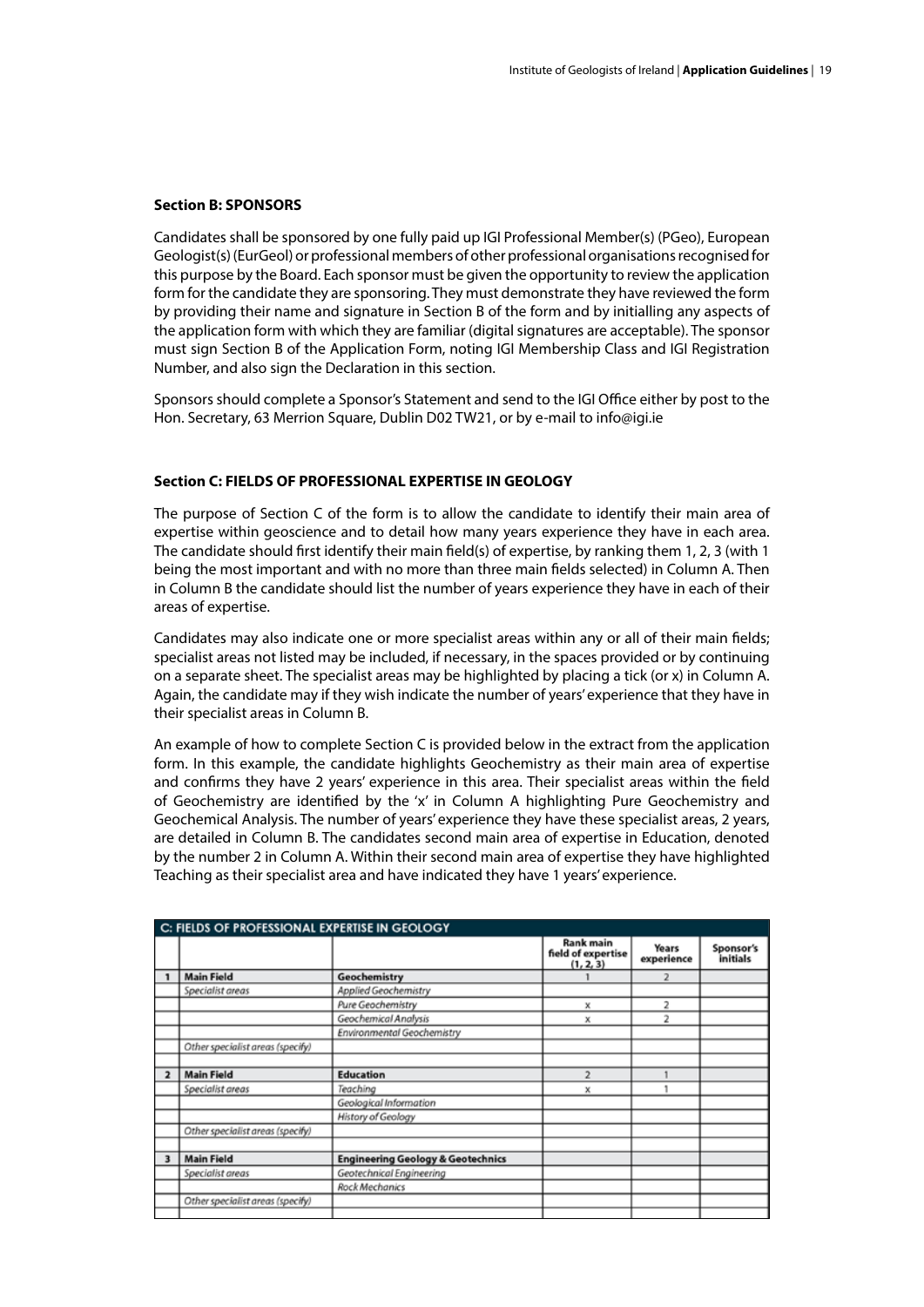**Section B: SPONSORS**

Candidates shall be sponsored by one fully paid up IGI Professional Member(s) (PGeo), European Geologist(s) (EurGeol) or professional members of other professional organisations recognised for this purpose by the Board. Each sponsor must be given the opportunity to review the application form for the candidate they are sponsoring. They must demonstrate they have reviewed the form by providing their name and signature in Section B of the form and by initialling any aspects of the application form with which they are familiar (digital signatures are acceptable). The sponsor must sign Section B of the Application Form, noting IGI Membership Class and IGI Registration Number, and also sign the Declaration in this section.

Sponsors should complete a Sponsor's Statement and send to the IGI Office either by post to the Hon. Secretary, 63 Merrion Square, Dublin D02 TW21, or by e-mail to info@igi.ie

**Section C: FIELDS OF PROFESSIONAL EXPERTISE IN GEOLOGY**

The purpose of Section C of the form is to allow the candidate to identify their main area of expertise within geoscience and to detail how many years experience they have in each area. The candidate should first identify their main field(s) of expertise, by ranking them 1, 2, 3 (with 1 being the most important and with no more than three main fields selected) in Column A. Then in Column B the candidate should list the number of years experience they have in each of their areas of expertise.

Candidates may also indicate one or more specialist areas within any or all of their main fields; specialist areas not listed may be included, if necessary, in the spaces provided or by continuing on a separate sheet. The specialist areas may be highlighted by placing a tick (or x) in Column A. Again, the candidate may if they wish indicate the number of years' experience that they have in their specialist areas in Column B.

An example of how to complete Section C is provided below in the extract from the application form. In this example, the candidate highlights Geochemistry as their main area of expertise and confirms they have 2 years' experience in this area. Their specialist areas within the field of Geochemistry are identified by the 'x' in Column A highlighting Pure Geochemistry and Geochemical Analysis. The number of years' experience they have these specialist areas, 2 years, are detailed in Column B. The candidates second main area of expertise in Education, denoted by the number 2 in Column A. Within their second main area of expertise they have highlighted Teaching as their specialist area and have indicated they have 1 years' experience.

**C: FIELDS OF PROFESSIONAL EXPERTISE IN GEOLOGY**

| | | | Rank main field of expertise (1, 2, 3) | Years experience | Sponsor's initials |
|---|---|---|---|---|---|
| 1 | **Main Field** | **Geochemistry** | 1 | 2 | |
| | *Specialist areas* | *Applied Geochemistry* | | | |
| | | *Pure Geochemistry* | x | 2 | |
| | | *Geochemical Analysis* | x | 2 | |
| | | *Environmental Geochemistry* | | | |
| | *Other specialist areas (specify)* | | | | |
| | | | | | |
| 2 | **Main Field** | **Education** | 2 | 1 | |
| | *Specialist areas* | *Teaching* | x | 1 | |
| | | *Geological Information* | | | |
| | | *History of Geology* | | | |
| | *Other specialist areas (specify)* | | | | |
| | | | | | |
| 3 | **Main Field** | **Engineering Geology & Geotechnics** | | | |
| | *Specialist areas* | *Geotechnical Engineering* | | | |
| | | *Rock Mechanics* | | | |
| | *Other specialist areas (specify)* | | | | |
| | | | | | |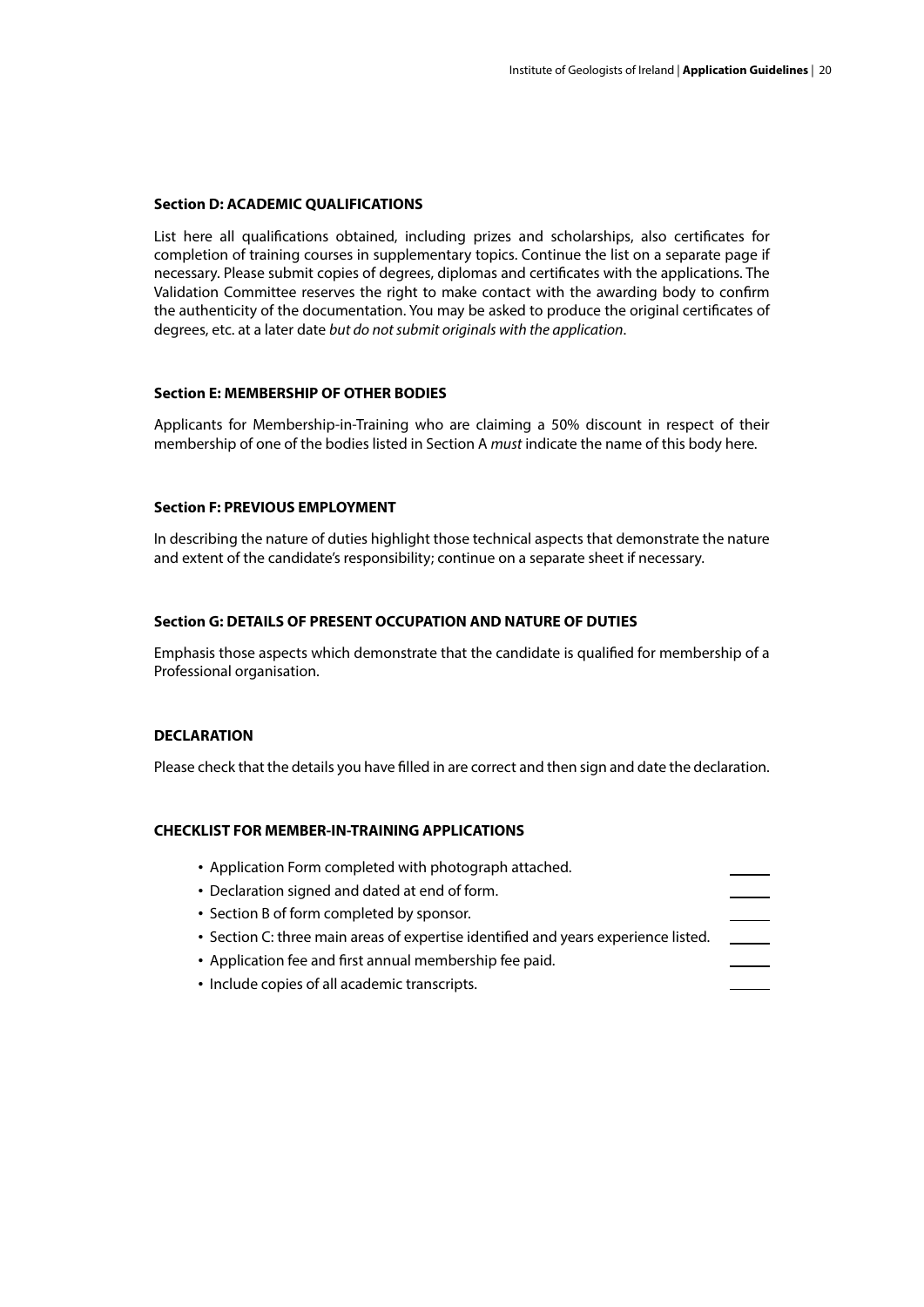### Section D: ACADEMIC QUALIFICATIONS

List here all qualifications obtained, including prizes and scholarships, also certificates for completion of training courses in supplementary topics. Continue the list on a separate page if necessary. Please submit copies of degrees, diplomas and certificates with the applications. The Validation Committee reserves the right to make contact with the awarding body to confirm the authenticity of the documentation. You may be asked to produce the original certificates of degrees, etc. at a later date *but do not submit originals with the application*.

### Section E: MEMBERSHIP OF OTHER BODIES

Applicants for Membership-in-Training who are claiming a 50% discount in respect of their membership of one of the bodies listed in Section A *must* indicate the name of this body here.

### Section F: PREVIOUS EMPLOYMENT

In describing the nature of duties highlight those technical aspects that demonstrate the nature and extent of the candidate's responsibility; continue on a separate sheet if necessary.

### Section G: DETAILS OF PRESENT OCCUPATION AND NATURE OF DUTIES

Emphasis those aspects which demonstrate that the candidate is qualified for membership of a Professional organisation.

### DECLARATION

Please check that the details you have filled in are correct and then sign and date the declaration.

### CHECKLIST FOR MEMBER-IN-TRAINING APPLICATIONS

- Application Form completed with photograph attached. ______
- Declaration signed and dated at end of form. ______
- Section B of form completed by sponsor. ______
- Section C: three main areas of expertise identified and years experience listed. ______
- Application fee and first annual membership fee paid. ______
- Include copies of all academic transcripts. ______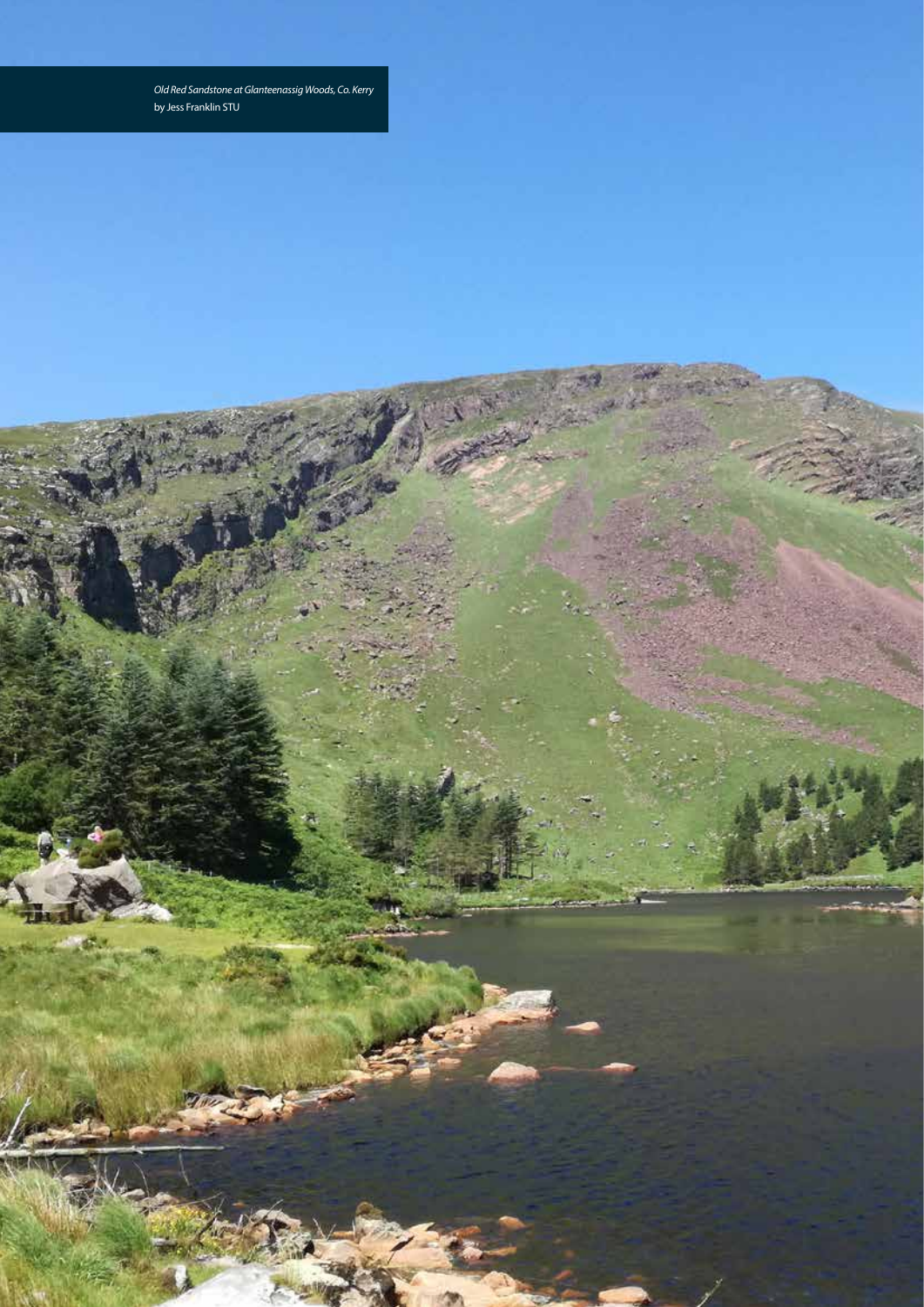*Old Red Sandstone at Glanteenassig Woods, Co. Kerry*
by Jess Franklin STU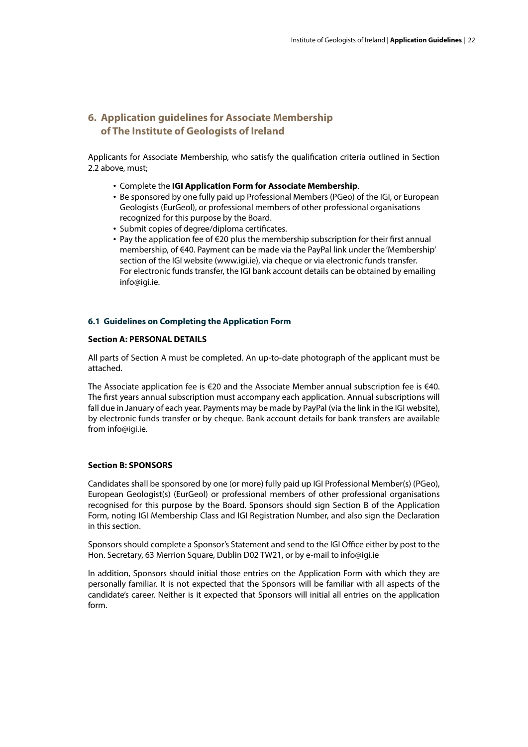## 6. Application guidelines for Associate Membership of The Institute of Geologists of Ireland

Applicants for Associate Membership, who satisfy the qualification criteria outlined in Section 2.2 above, must;

- Complete the **IGI Application Form for Associate Membership**.
- Be sponsored by one fully paid up Professional Members (PGeo) of the IGI, or European Geologists (EurGeol), or professional members of other professional organisations recognized for this purpose by the Board.
- Submit copies of degree/diploma certificates.
- Pay the application fee of €20 plus the membership subscription for their first annual membership, of €40. Payment can be made via the PayPal link under the 'Membership' section of the IGI website (www.igi.ie), via cheque or via electronic funds transfer. For electronic funds transfer, the IGI bank account details can be obtained by emailing info@igi.ie.

### 6.1 Guidelines on Completing the Application Form

#### Section A: PERSONAL DETAILS

All parts of Section A must be completed. An up-to-date photograph of the applicant must be attached.

The Associate application fee is €20 and the Associate Member annual subscription fee is €40. The first years annual subscription must accompany each application. Annual subscriptions will fall due in January of each year. Payments may be made by PayPal (via the link in the IGI website), by electronic funds transfer or by cheque. Bank account details for bank transfers are available from info@igi.ie.

#### Section B: SPONSORS

Candidates shall be sponsored by one (or more) fully paid up IGI Professional Member(s) (PGeo), European Geologist(s) (EurGeol) or professional members of other professional organisations recognised for this purpose by the Board. Sponsors should sign Section B of the Application Form, noting IGI Membership Class and IGI Registration Number, and also sign the Declaration in this section.

Sponsors should complete a Sponsor's Statement and send to the IGI Office either by post to the Hon. Secretary, 63 Merrion Square, Dublin D02 TW21, or by e-mail to info@igi.ie

In addition, Sponsors should initial those entries on the Application Form with which they are personally familiar. It is not expected that the Sponsors will be familiar with all aspects of the candidate's career. Neither is it expected that Sponsors will initial all entries on the application form.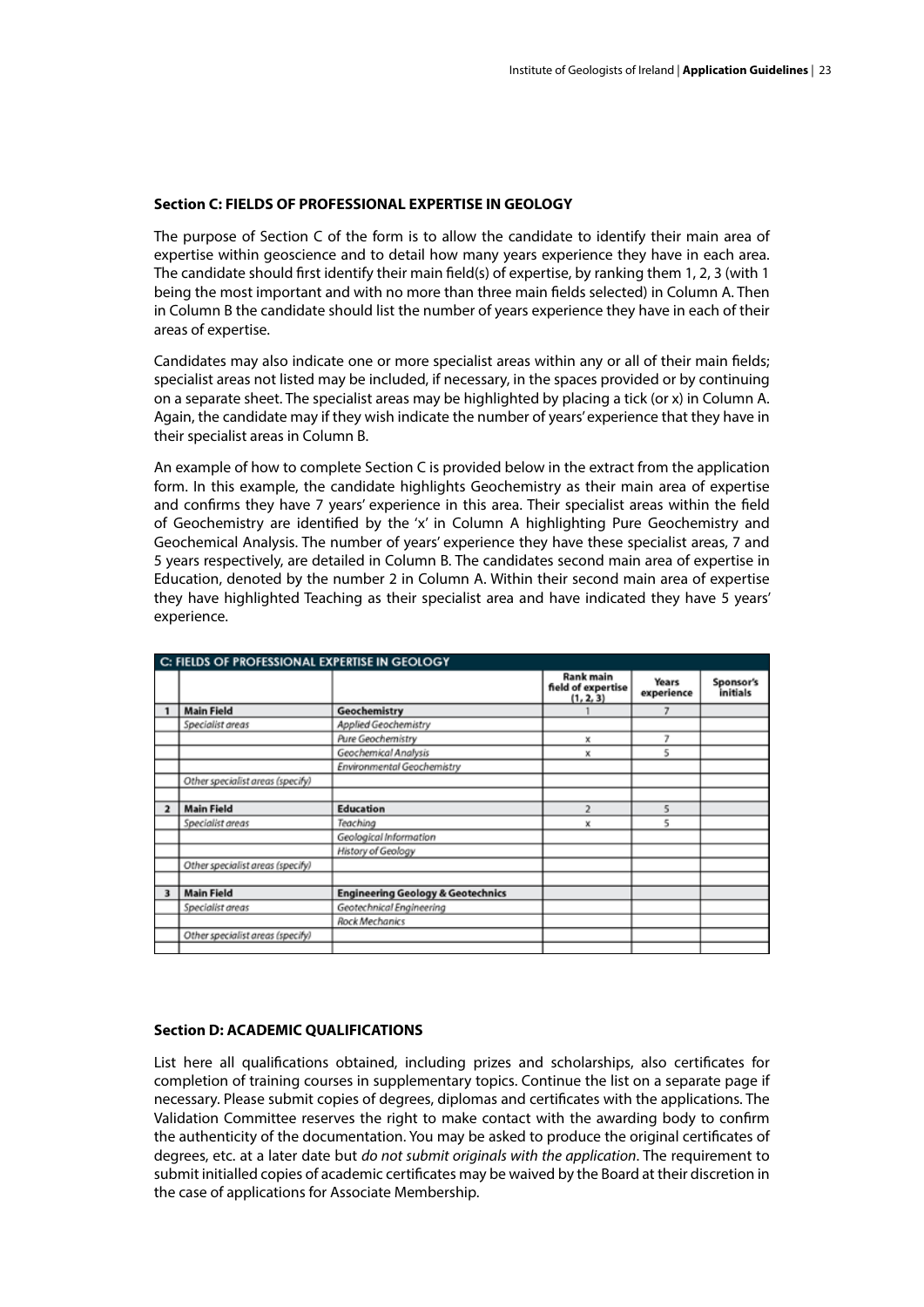### Section C: FIELDS OF PROFESSIONAL EXPERTISE IN GEOLOGY

The purpose of Section C of the form is to allow the candidate to identify their main area of expertise within geoscience and to detail how many years experience they have in each area. The candidate should first identify their main field(s) of expertise, by ranking them 1, 2, 3 (with 1 being the most important and with no more than three main fields selected) in Column A. Then in Column B the candidate should list the number of years experience they have in each of their areas of expertise.

Candidates may also indicate one or more specialist areas within any or all of their main fields; specialist areas not listed may be included, if necessary, in the spaces provided or by continuing on a separate sheet. The specialist areas may be highlighted by placing a tick (or x) in Column A. Again, the candidate may if they wish indicate the number of years' experience that they have in their specialist areas in Column B.

An example of how to complete Section C is provided below in the extract from the application form. In this example, the candidate highlights Geochemistry as their main area of expertise and confirms they have 7 years' experience in this area. Their specialist areas within the field of Geochemistry are identified by the 'x' in Column A highlighting Pure Geochemistry and Geochemical Analysis. The number of years' experience they have these specialist areas, 7 and 5 years respectively, are detailed in Column B. The candidates second main area of expertise in Education, denoted by the number 2 in Column A. Within their second main area of expertise they have highlighted Teaching as their specialist area and have indicated they have 5 years' experience.

| C: FIELDS OF PROFESSIONAL EXPERTISE IN GEOLOGY | | | | | |
|---|---|---|---|---|---|
| | | | Rank main field of expertise (1, 2, 3) | Years experience | Sponsor's initials |
| 1 | **Main Field** | **Geochemistry** | 1 | 7 | |
| | *Specialist areas* | *Applied Geochemistry* | | | |
| | | *Pure Geochemistry* | x | 7 | |
| | | *Geochemical Analysis* | x | 5 | |
| | | *Environmental Geochemistry* | | | |
| | *Other specialist areas (specify)* | | | | |
| | | | | | |
| 2 | **Main Field** | **Education** | 2 | 5 | |
| | *Specialist areas* | *Teaching* | x | 5 | |
| | | *Geological Information* | | | |
| | | *History of Geology* | | | |
| | *Other specialist areas (specify)* | | | | |
| | | | | | |
| 3 | **Main Field** | **Engineering Geology & Geotechnics** | | | |
| | *Specialist areas* | *Geotechnical Engineering* | | | |
| | | *Rock Mechanics* | | | |
| | *Other specialist areas (specify)* | | | | |
| | | | | | |

### Section D: ACADEMIC QUALIFICATIONS

List here all qualifications obtained, including prizes and scholarships, also certificates for completion of training courses in supplementary topics. Continue the list on a separate page if necessary. Please submit copies of degrees, diplomas and certificates with the applications. The Validation Committee reserves the right to make contact with the awarding body to confirm the authenticity of the documentation. You may be asked to produce the original certificates of degrees, etc. at a later date but *do not submit originals with the application*. The requirement to submit initialled copies of academic certificates may be waived by the Board at their discretion in the case of applications for Associate Membership.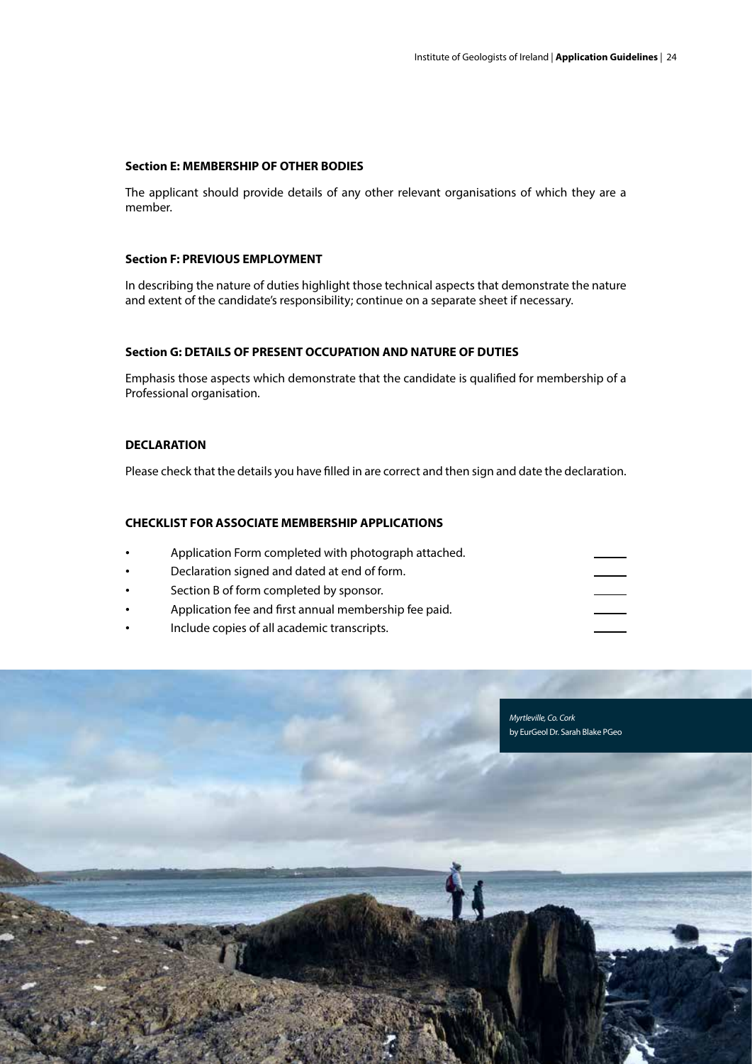**Section E: MEMBERSHIP OF OTHER BODIES**

The applicant should provide details of any other relevant organisations of which they are a member.

**Section F: PREVIOUS EMPLOYMENT**

In describing the nature of duties highlight those technical aspects that demonstrate the nature and extent of the candidate's responsibility; continue on a separate sheet if necessary.

**Section G: DETAILS OF PRESENT OCCUPATION AND NATURE OF DUTIES**

Emphasis those aspects which demonstrate that the candidate is qualified for membership of a Professional organisation.

**DECLARATION**

Please check that the details you have filled in are correct and then sign and date the declaration.

**CHECKLIST FOR ASSOCIATE MEMBERSHIP APPLICATIONS**

- Application Form completed with photograph attached. \_\_\_\_\_
- Declaration signed and dated at end of form. \_\_\_\_\_
- Section B of form completed by sponsor. \_\_\_\_\_
- Application fee and first annual membership fee paid. \_\_\_\_\_
- Include copies of all academic transcripts. \_\_\_\_\_

*Myrtleville, Co. Cork*
by EurGeol Dr. Sarah Blake PGeo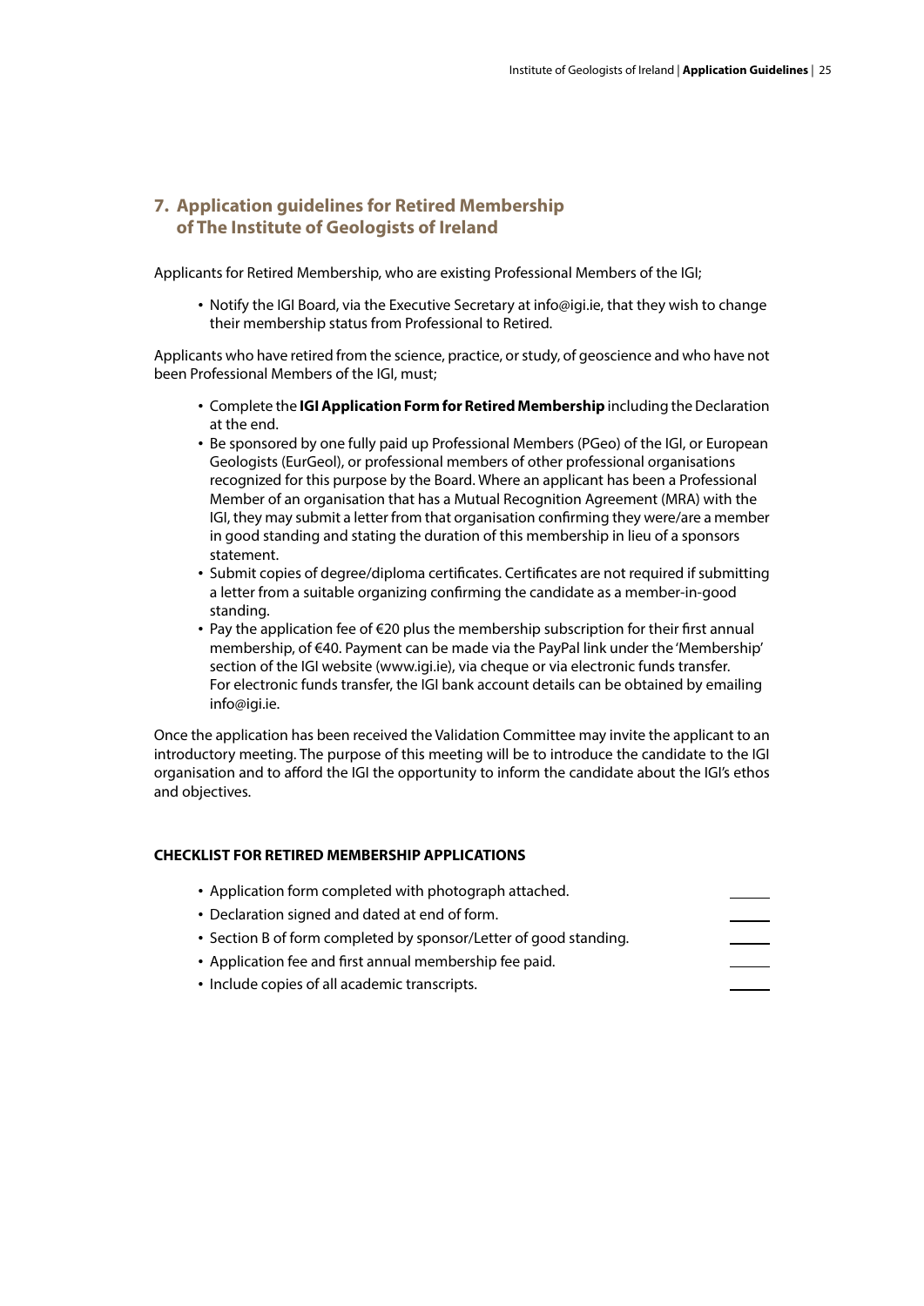## 7. Application guidelines for Retired Membership of The Institute of Geologists of Ireland

Applicants for Retired Membership, who are existing Professional Members of the IGI;

- Notify the IGI Board, via the Executive Secretary at info@igi.ie, that they wish to change their membership status from Professional to Retired.

Applicants who have retired from the science, practice, or study, of geoscience and who have not been Professional Members of the IGI, must;

- Complete the **IGI Application Form for Retired Membership** including the Declaration at the end.
- Be sponsored by one fully paid up Professional Members (PGeo) of the IGI, or European Geologists (EurGeol), or professional members of other professional organisations recognized for this purpose by the Board. Where an applicant has been a Professional Member of an organisation that has a Mutual Recognition Agreement (MRA) with the IGI, they may submit a letter from that organisation confirming they were/are a member in good standing and stating the duration of this membership in lieu of a sponsors statement.
- Submit copies of degree/diploma certificates. Certificates are not required if submitting a letter from a suitable organizing confirming the candidate as a member-in-good standing.
- Pay the application fee of €20 plus the membership subscription for their first annual membership, of €40. Payment can be made via the PayPal link under the 'Membership' section of the IGI website (www.igi.ie), via cheque or via electronic funds transfer. For electronic funds transfer, the IGI bank account details can be obtained by emailing info@igi.ie.

Once the application has been received the Validation Committee may invite the applicant to an introductory meeting. The purpose of this meeting will be to introduce the candidate to the IGI organisation and to afford the IGI the opportunity to inform the candidate about the IGI's ethos and objectives.

### CHECKLIST FOR RETIRED MEMBERSHIP APPLICATIONS

- Application form completed with photograph attached. ______
- Declaration signed and dated at end of form. ______
- Section B of form completed by sponsor/Letter of good standing. ______
- Application fee and first annual membership fee paid. ______
- Include copies of all academic transcripts. ______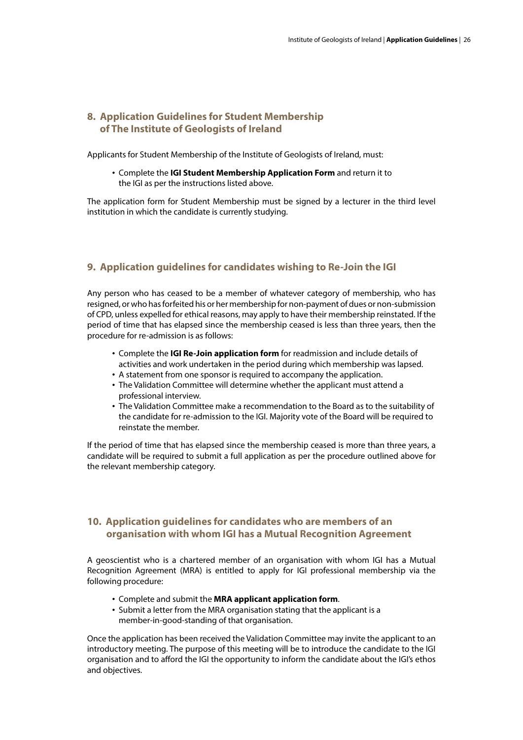## 8. Application Guidelines for Student Membership of The Institute of Geologists of Ireland

Applicants for Student Membership of the Institute of Geologists of Ireland, must:

- Complete the **IGI Student Membership Application Form** and return it to the IGI as per the instructions listed above.

The application form for Student Membership must be signed by a lecturer in the third level institution in which the candidate is currently studying.

## 9. Application guidelines for candidates wishing to Re-Join the IGI

Any person who has ceased to be a member of whatever category of membership, who has resigned, or who has forfeited his or her membership for non-payment of dues or non-submission of CPD, unless expelled for ethical reasons, may apply to have their membership reinstated. If the period of time that has elapsed since the membership ceased is less than three years, then the procedure for re-admission is as follows:

- Complete the **IGI Re-Join application form** for readmission and include details of activities and work undertaken in the period during which membership was lapsed.
- A statement from one sponsor is required to accompany the application.
- The Validation Committee will determine whether the applicant must attend a professional interview.
- The Validation Committee make a recommendation to the Board as to the suitability of the candidate for re-admission to the IGI. Majority vote of the Board will be required to reinstate the member.

If the period of time that has elapsed since the membership ceased is more than three years, a candidate will be required to submit a full application as per the procedure outlined above for the relevant membership category.

## 10. Application guidelines for candidates who are members of an organisation with whom IGI has a Mutual Recognition Agreement

A geoscientist who is a chartered member of an organisation with whom IGI has a Mutual Recognition Agreement (MRA) is entitled to apply for IGI professional membership via the following procedure:

- Complete and submit the **MRA applicant application form**.
- Submit a letter from the MRA organisation stating that the applicant is a member-in-good-standing of that organisation.

Once the application has been received the Validation Committee may invite the applicant to an introductory meeting. The purpose of this meeting will be to introduce the candidate to the IGI organisation and to afford the IGI the opportunity to inform the candidate about the IGI's ethos and objectives.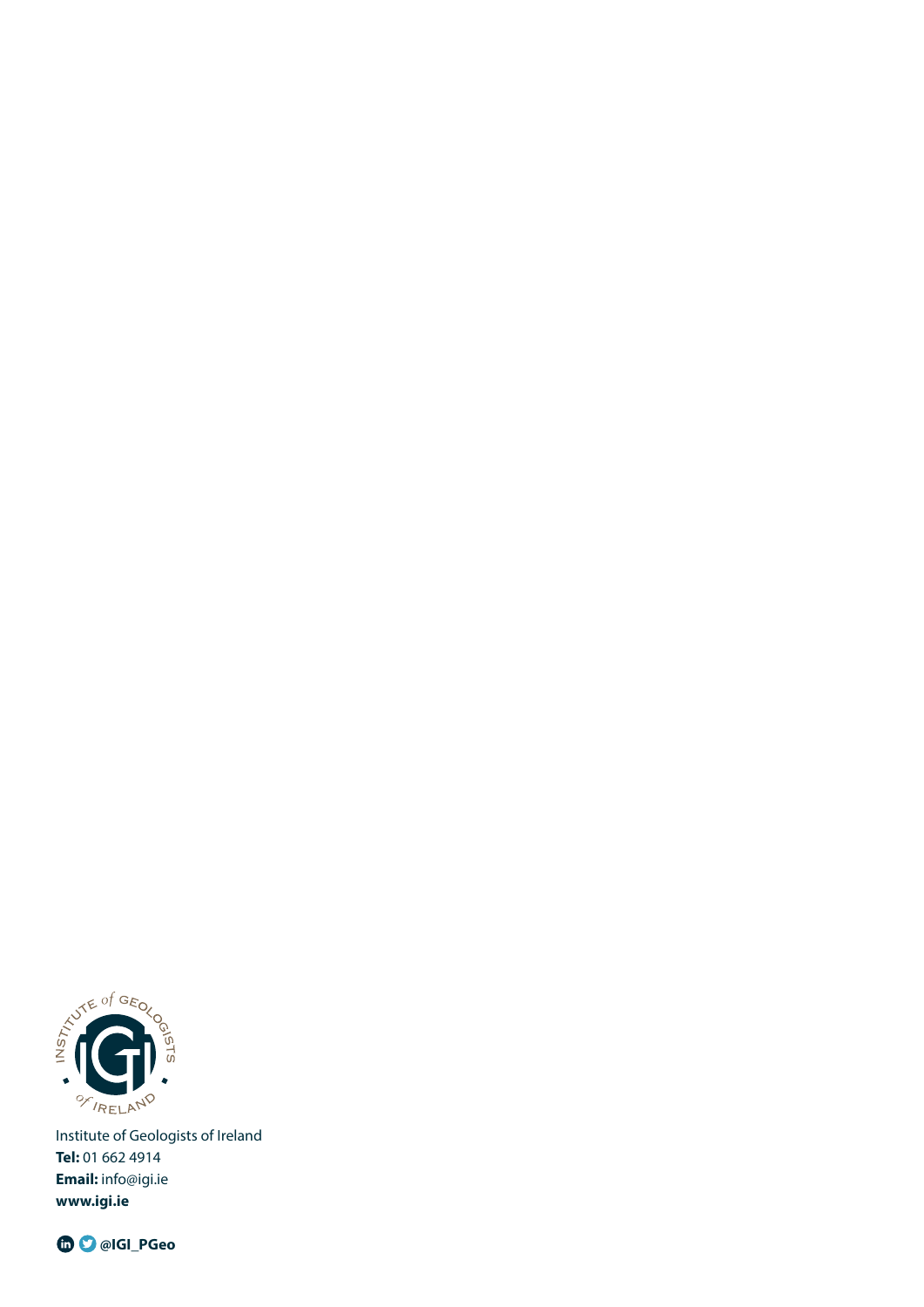Institute of Geologists of Ireland
**Tel:** 01 662 4914
**Email:** info@igi.ie
**www.igi.ie**

**@IGI_PGeo**